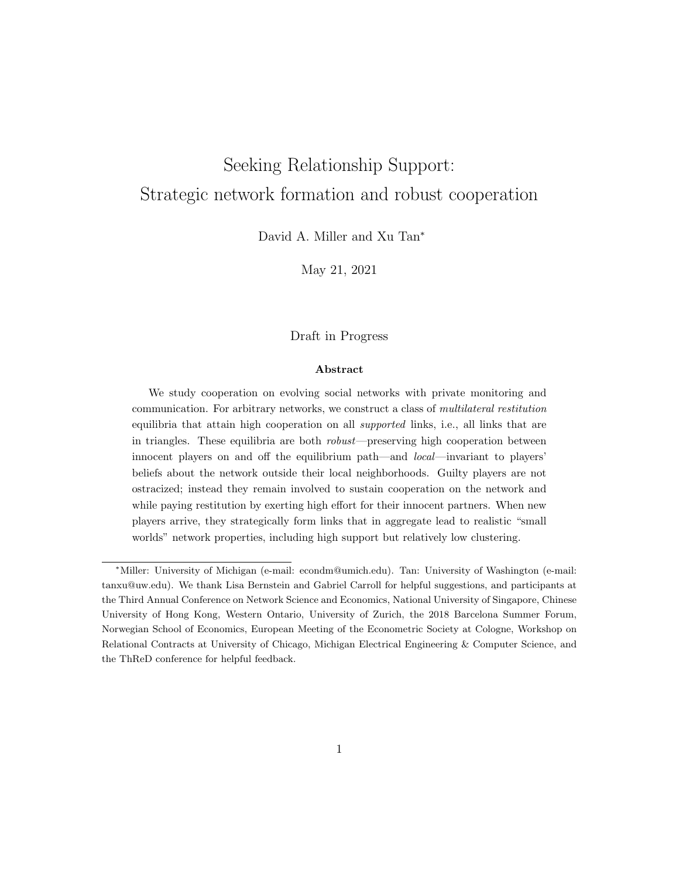# Seeking Relationship Support: Strategic network formation and robust cooperation

David A. Miller and Xu Tan*

May 21, 2021

Draft in Progress

**Abstract**

We study cooperation on evolving social networks with private monitoring and communication. For arbitrary networks, we construct a class of *multilateral restitution* equilibria that attain high cooperation on all *supported* links, i.e., all links that are in triangles. These equilibria are both *robust*—preserving high cooperation between innocent players on and off the equilibrium path—and *local*—invariant to players' beliefs about the network outside their local neighborhoods. Guilty players are not ostracized; instead they remain involved to sustain cooperation on the network and while paying restitution by exerting high effort for their innocent partners. When new players arrive, they strategically form links that in aggregate lead to realistic "small worlds" network properties, including high support but relatively low clustering.

---

*Miller: University of Michigan (e-mail: econdm@umich.edu). Tan: University of Washington (e-mail: tanxu@uw.edu). We thank Lisa Bernstein and Gabriel Carroll for helpful suggestions, and participants at the Third Annual Conference on Network Science and Economics, National University of Singapore, Chinese University of Hong Kong, Western Ontario, University of Zurich, the 2018 Barcelona Summer Forum, Norwegian School of Economics, European Meeting of the Econometric Society at Cologne, Workshop on Relational Contracts at University of Chicago, Michigan Electrical Engineering & Computer Science, and the ThReD conference for helpful feedback.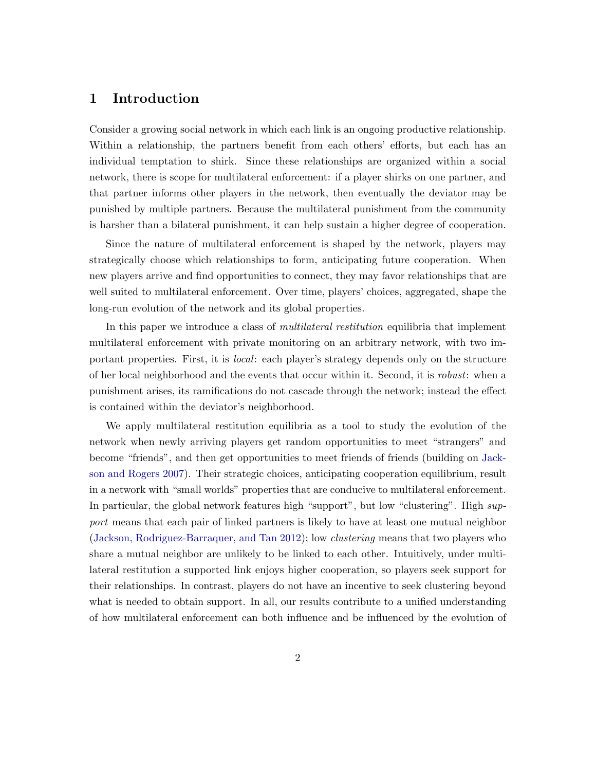# 1 Introduction

Consider a growing social network in which each link is an ongoing productive relationship. Within a relationship, the partners benefit from each others' efforts, but each has an individual temptation to shirk. Since these relationships are organized within a social network, there is scope for multilateral enforcement: if a player shirks on one partner, and that partner informs other players in the network, then eventually the deviator may be punished by multiple partners. Because the multilateral punishment from the community is harsher than a bilateral punishment, it can help sustain a higher degree of cooperation.

Since the nature of multilateral enforcement is shaped by the network, players may strategically choose which relationships to form, anticipating future cooperation. When new players arrive and find opportunities to connect, they may favor relationships that are well suited to multilateral enforcement. Over time, players' choices, aggregated, shape the long-run evolution of the network and its global properties.

In this paper we introduce a class of *multilateral restitution* equilibria that implement multilateral enforcement with private monitoring on an arbitrary network, with two important properties. First, it is *local*: each player's strategy depends only on the structure of her local neighborhood and the events that occur within it. Second, it is *robust*: when a punishment arises, its ramifications do not cascade through the network; instead the effect is contained within the deviator's neighborhood.

We apply multilateral restitution equilibria as a tool to study the evolution of the network when newly arriving players get random opportunities to meet "strangers" and become "friends", and then get opportunities to meet friends of friends (building on Jackson and Rogers 2007). Their strategic choices, anticipating cooperation equilibrium, result in a network with "small worlds" properties that are conducive to multilateral enforcement. In particular, the global network features high "support", but low "clustering". High *support* means that each pair of linked partners is likely to have at least one mutual neighbor (Jackson, Rodriguez-Barraquer, and Tan 2012); low *clustering* means that two players who share a mutual neighbor are unlikely to be linked to each other. Intuitively, under multilateral restitution a supported link enjoys higher cooperation, so players seek support for their relationships. In contrast, players do not have an incentive to seek clustering beyond what is needed to obtain support. In all, our results contribute to a unified understanding of how multilateral enforcement can both influence and be influenced by the evolution of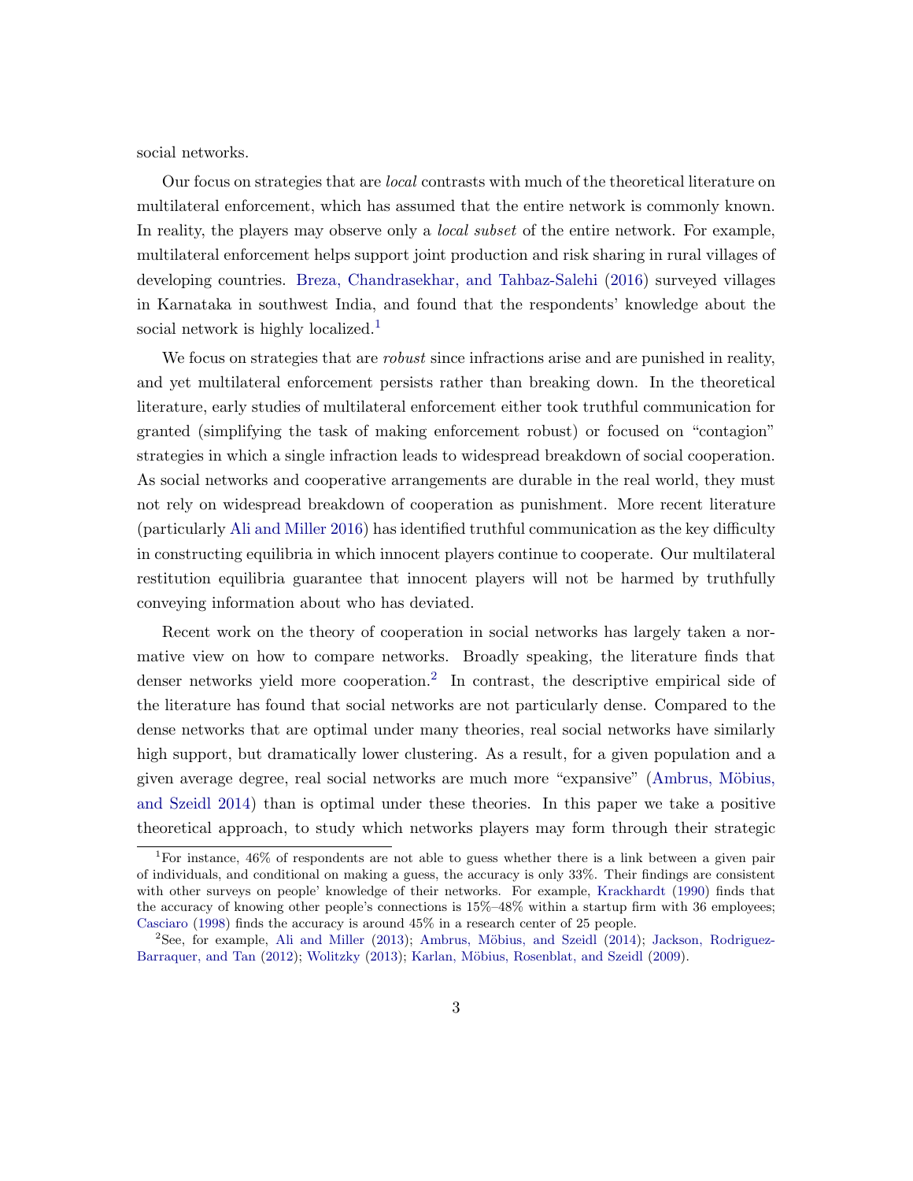social networks.

Our focus on strategies that are *local* contrasts with much of the theoretical literature on multilateral enforcement, which has assumed that the entire network is commonly known. In reality, the players may observe only a *local subset* of the entire network. For example, multilateral enforcement helps support joint production and risk sharing in rural villages of developing countries. Breza, Chandrasekhar, and Tahbaz-Salehi (2016) surveyed villages in Karnataka in southwest India, and found that the respondents' knowledge about the social network is highly localized.[1]

We focus on strategies that are *robust* since infractions arise and are punished in reality, and yet multilateral enforcement persists rather than breaking down. In the theoretical literature, early studies of multilateral enforcement either took truthful communication for granted (simplifying the task of making enforcement robust) or focused on "contagion" strategies in which a single infraction leads to widespread breakdown of social cooperation. As social networks and cooperative arrangements are durable in the real world, they must not rely on widespread breakdown of cooperation as punishment. More recent literature (particularly Ali and Miller 2016) has identified truthful communication as the key difficulty in constructing equilibria in which innocent players continue to cooperate. Our multilateral restitution equilibria guarantee that innocent players will not be harmed by truthfully conveying information about who has deviated.

Recent work on the theory of cooperation in social networks has largely taken a normative view on how to compare networks. Broadly speaking, the literature finds that denser networks yield more cooperation.[2] In contrast, the descriptive empirical side of the literature has found that social networks are not particularly dense. Compared to the dense networks that are optimal under many theories, real social networks have similarly high support, but dramatically lower clustering. As a result, for a given population and a given average degree, real social networks are much more "expansive" (Ambrus, Möbius, and Szeidl 2014) than is optimal under these theories. In this paper we take a positive theoretical approach, to study which networks players may form through their strategic

---

[1] For instance, 46% of respondents are not able to guess whether there is a link between a given pair of individuals, and conditional on making a guess, the accuracy is only 33%. Their findings are consistent with other surveys on people' knowledge of their networks. For example, Krackhardt (1990) finds that the accuracy of knowing other people's connections is 15%–48% within a startup firm with 36 employees; Casciaro (1998) finds the accuracy is around 45% in a research center of 25 people.

[2] See, for example, Ali and Miller (2013); Ambrus, Möbius, and Szeidl (2014); Jackson, Rodriguez-Barraquer, and Tan (2012); Wolitzky (2013); Karlan, Möbius, Rosenblat, and Szeidl (2009).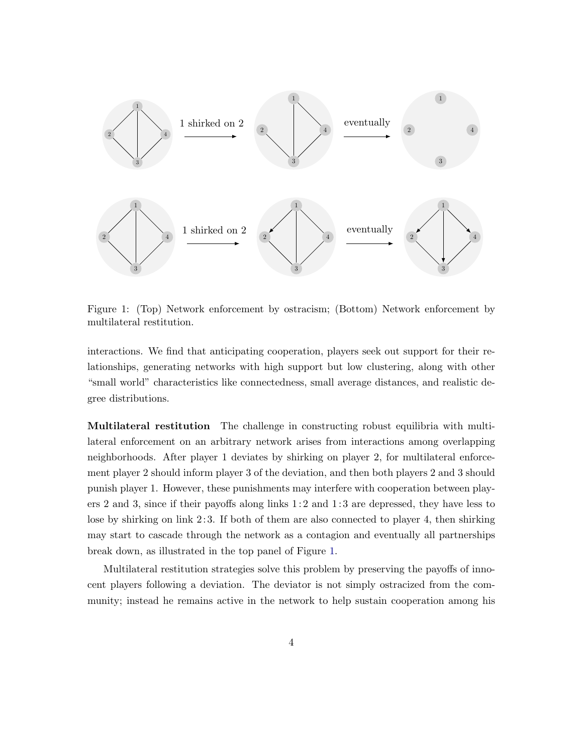Figure 1: (Top) Network enforcement by ostracism; (Bottom) Network enforcement by multilateral restitution.

interactions. We find that anticipating cooperation, players seek out support for their relationships, generating networks with high support but low clustering, along with other "small world" characteristics like connectedness, small average distances, and realistic degree distributions.

**Multilateral restitution** The challenge in constructing robust equilibria with multilateral enforcement on an arbitrary network arises from interactions among overlapping neighborhoods. After player 1 deviates by shirking on player 2, for multilateral enforcement player 2 should inform player 3 of the deviation, and then both players 2 and 3 should punish player 1. However, these punishments may interfere with cooperation between players 2 and 3, since if their payoffs along links $1{:}2$ and $1{:}3$ are depressed, they have less to lose by shirking on link $2{:}3$. If both of them are also connected to player 4, then shirking may start to cascade through the network as a contagion and eventually all partnerships break down, as illustrated in the top panel of Figure 1.

Multilateral restitution strategies solve this problem by preserving the payoffs of innocent players following a deviation. The deviator is not simply ostracized from the community; instead he remains active in the network to help sustain cooperation among his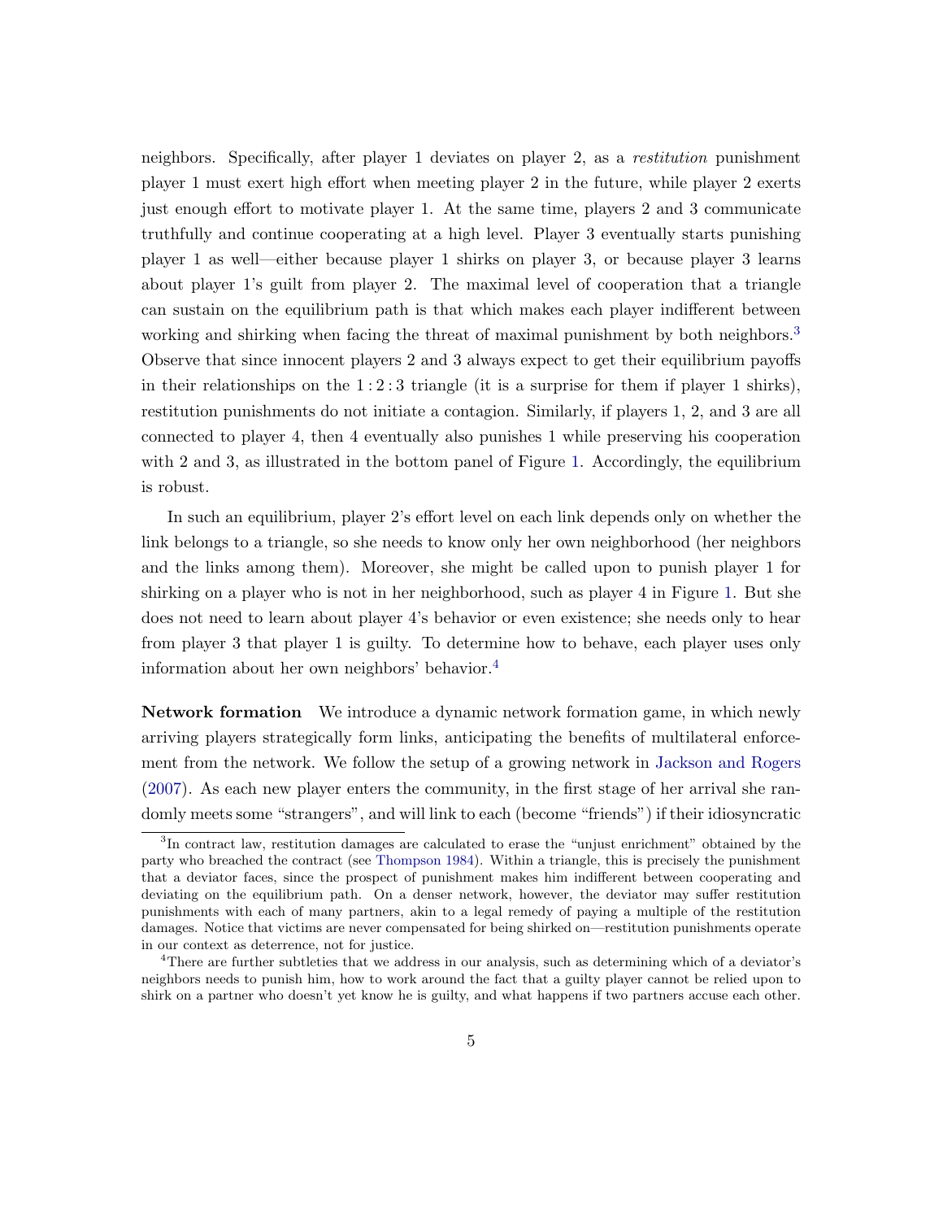neighbors. Specifically, after player 1 deviates on player 2, as a *restitution* punishment player 1 must exert high effort when meeting player 2 in the future, while player 2 exerts just enough effort to motivate player 1. At the same time, players 2 and 3 communicate truthfully and continue cooperating at a high level. Player 3 eventually starts punishing player 1 as well—either because player 1 shirks on player 3, or because player 3 learns about player 1's guilt from player 2. The maximal level of cooperation that a triangle can sustain on the equilibrium path is that which makes each player indifferent between working and shirking when facing the threat of maximal punishment by both neighbors.[3] Observe that since innocent players 2 and 3 always expect to get their equilibrium payoffs in their relationships on the $1:2:3$ triangle (it is a surprise for them if player 1 shirks), restitution punishments do not initiate a contagion. Similarly, if players 1, 2, and 3 are all connected to player 4, then 4 eventually also punishes 1 while preserving his cooperation with 2 and 3, as illustrated in the bottom panel of Figure 1. Accordingly, the equilibrium is robust.

In such an equilibrium, player 2's effort level on each link depends only on whether the link belongs to a triangle, so she needs to know only her own neighborhood (her neighbors and the links among them). Moreover, she might be called upon to punish player 1 for shirking on a player who is not in her neighborhood, such as player 4 in Figure 1. But she does not need to learn about player 4's behavior or even existence; she needs only to hear from player 3 that player 1 is guilty. To determine how to behave, each player uses only information about her own neighbors' behavior.[4]

**Network formation** We introduce a dynamic network formation game, in which newly arriving players strategically form links, anticipating the benefits of multilateral enforcement from the network. We follow the setup of a growing network in Jackson and Rogers (2007). As each new player enters the community, in the first stage of her arrival she randomly meets some "strangers", and will link to each (become "friends") if their idiosyncratic

---

[3] In contract law, restitution damages are calculated to erase the "unjust enrichment" obtained by the party who breached the contract (see Thompson 1984). Within a triangle, this is precisely the punishment that a deviator faces, since the prospect of punishment makes him indifferent between cooperating and deviating on the equilibrium path. On a denser network, however, the deviator may suffer restitution punishments with each of many partners, akin to a legal remedy of paying a multiple of the restitution damages. Notice that victims are never compensated for being shirked on—restitution punishments operate in our context as deterrence, not for justice.

[4] There are further subtleties that we address in our analysis, such as determining which of a deviator's neighbors needs to punish him, how to work around the fact that a guilty player cannot be relied upon to shirk on a partner who doesn't yet know he is guilty, and what happens if two partners accuse each other.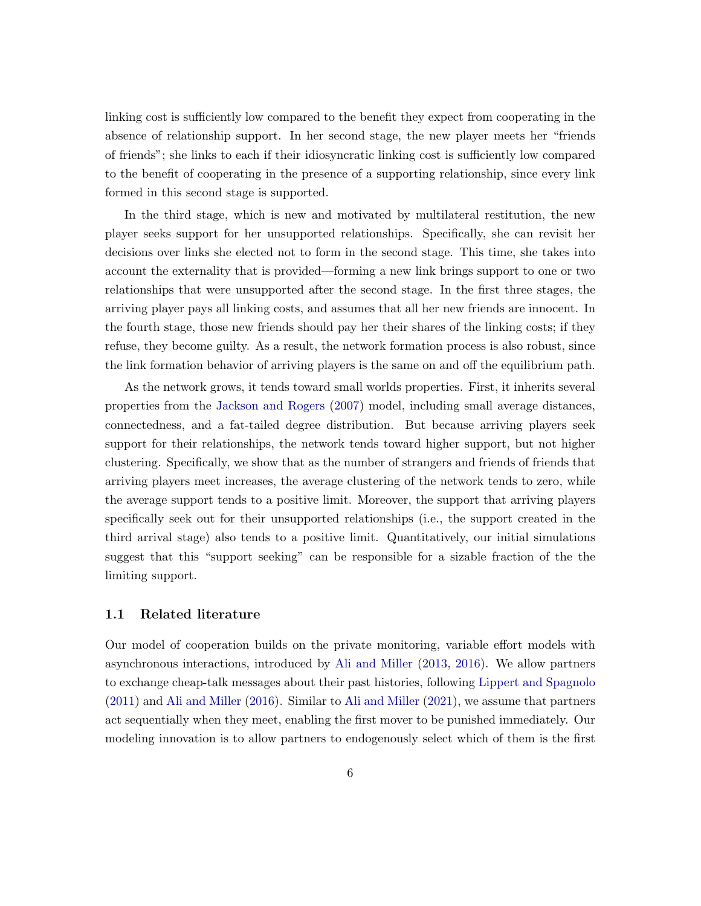linking cost is sufficiently low compared to the benefit they expect from cooperating in the absence of relationship support. In her second stage, the new player meets her "friends of friends"; she links to each if their idiosyncratic linking cost is sufficiently low compared to the benefit of cooperating in the presence of a supporting relationship, since every link formed in this second stage is supported.

In the third stage, which is new and motivated by multilateral restitution, the new player seeks support for her unsupported relationships. Specifically, she can revisit her decisions over links she elected not to form in the second stage. This time, she takes into account the externality that is provided—forming a new link brings support to one or two relationships that were unsupported after the second stage. In the first three stages, the arriving player pays all linking costs, and assumes that all her new friends are innocent. In the fourth stage, those new friends should pay her their shares of the linking costs; if they refuse, they become guilty. As a result, the network formation process is also robust, since the link formation behavior of arriving players is the same on and off the equilibrium path.

As the network grows, it tends toward small worlds properties. First, it inherits several properties from the Jackson and Rogers (2007) model, including small average distances, connectedness, and a fat-tailed degree distribution. But because arriving players seek support for their relationships, the network tends toward higher support, but not higher clustering. Specifically, we show that as the number of strangers and friends of friends that arriving players meet increases, the average clustering of the network tends to zero, while the average support tends to a positive limit. Moreover, the support that arriving players specifically seek out for their unsupported relationships (i.e., the support created in the third arrival stage) also tends to a positive limit. Quantitatively, our initial simulations suggest that this "support seeking" can be responsible for a sizable fraction of the the limiting support.

## 1.1 Related literature

Our model of cooperation builds on the private monitoring, variable effort models with asynchronous interactions, introduced by Ali and Miller (2013, 2016). We allow partners to exchange cheap-talk messages about their past histories, following Lippert and Spagnolo (2011) and Ali and Miller (2016). Similar to Ali and Miller (2021), we assume that partners act sequentially when they meet, enabling the first mover to be punished immediately. Our modeling innovation is to allow partners to endogenously select which of them is the first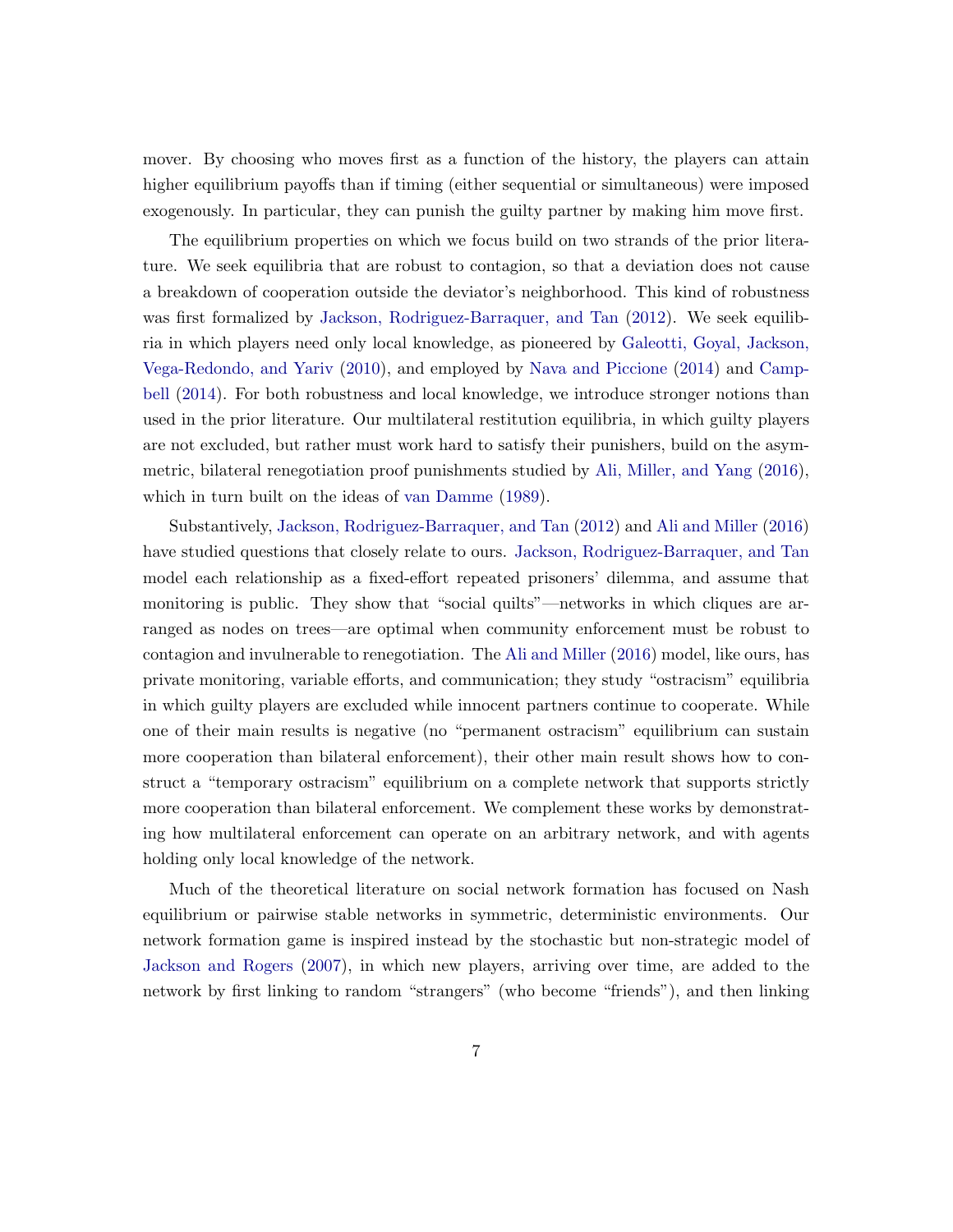mover. By choosing who moves first as a function of the history, the players can attain higher equilibrium payoffs than if timing (either sequential or simultaneous) were imposed exogenously. In particular, they can punish the guilty partner by making him move first.

The equilibrium properties on which we focus build on two strands of the prior literature. We seek equilibria that are robust to contagion, so that a deviation does not cause a breakdown of cooperation outside the deviator's neighborhood. This kind of robustness was first formalized by Jackson, Rodriguez-Barraquer, and Tan (2012). We seek equilibria in which players need only local knowledge, as pioneered by Galeotti, Goyal, Jackson, Vega-Redondo, and Yariv (2010), and employed by Nava and Piccione (2014) and Campbell (2014). For both robustness and local knowledge, we introduce stronger notions than used in the prior literature. Our multilateral restitution equilibria, in which guilty players are not excluded, but rather must work hard to satisfy their punishers, build on the asymmetric, bilateral renegotiation proof punishments studied by Ali, Miller, and Yang (2016), which in turn built on the ideas of van Damme (1989).

Substantively, Jackson, Rodriguez-Barraquer, and Tan (2012) and Ali and Miller (2016) have studied questions that closely relate to ours. Jackson, Rodriguez-Barraquer, and Tan model each relationship as a fixed-effort repeated prisoners' dilemma, and assume that monitoring is public. They show that "social quilts"—networks in which cliques are arranged as nodes on trees—are optimal when community enforcement must be robust to contagion and invulnerable to renegotiation. The Ali and Miller (2016) model, like ours, has private monitoring, variable efforts, and communication; they study "ostracism" equilibria in which guilty players are excluded while innocent partners continue to cooperate. While one of their main results is negative (no "permanent ostracism" equilibrium can sustain more cooperation than bilateral enforcement), their other main result shows how to construct a "temporary ostracism" equilibrium on a complete network that supports strictly more cooperation than bilateral enforcement. We complement these works by demonstrating how multilateral enforcement can operate on an arbitrary network, and with agents holding only local knowledge of the network.

Much of the theoretical literature on social network formation has focused on Nash equilibrium or pairwise stable networks in symmetric, deterministic environments. Our network formation game is inspired instead by the stochastic but non-strategic model of Jackson and Rogers (2007), in which new players, arriving over time, are added to the network by first linking to random "strangers" (who become "friends"), and then linking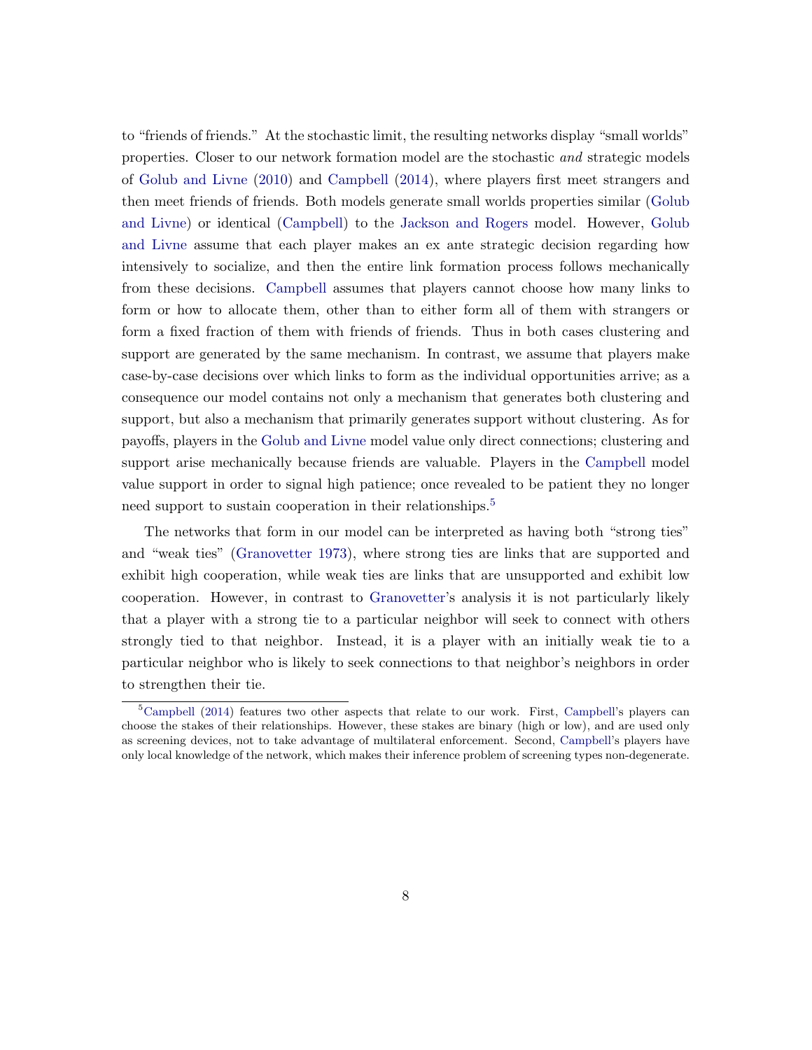to "friends of friends." At the stochastic limit, the resulting networks display "small worlds" properties. Closer to our network formation model are the stochastic *and* strategic models of Golub and Livne (2010) and Campbell (2014), where players first meet strangers and then meet friends of friends. Both models generate small worlds properties similar (Golub and Livne) or identical (Campbell) to the Jackson and Rogers model. However, Golub and Livne assume that each player makes an ex ante strategic decision regarding how intensively to socialize, and then the entire link formation process follows mechanically from these decisions. Campbell assumes that players cannot choose how many links to form or how to allocate them, other than to either form all of them with strangers or form a fixed fraction of them with friends of friends. Thus in both cases clustering and support are generated by the same mechanism. In contrast, we assume that players make case-by-case decisions over which links to form as the individual opportunities arrive; as a consequence our model contains not only a mechanism that generates both clustering and support, but also a mechanism that primarily generates support without clustering. As for payoffs, players in the Golub and Livne model value only direct connections; clustering and support arise mechanically because friends are valuable. Players in the Campbell model value support in order to signal high patience; once revealed to be patient they no longer need support to sustain cooperation in their relationships.[5]

The networks that form in our model can be interpreted as having both "strong ties" and "weak ties" (Granovetter 1973), where strong ties are links that are supported and exhibit high cooperation, while weak ties are links that are unsupported and exhibit low cooperation. However, in contrast to Granovetter's analysis it is not particularly likely that a player with a strong tie to a particular neighbor will seek to connect with others strongly tied to that neighbor. Instead, it is a player with an initially weak tie to a particular neighbor who is likely to seek connections to that neighbor's neighbors in order to strengthen their tie.

[5] Campbell (2014) features two other aspects that relate to our work. First, Campbell's players can choose the stakes of their relationships. However, these stakes are binary (high or low), and are used only as screening devices, not to take advantage of multilateral enforcement. Second, Campbell's players have only local knowledge of the network, which makes their inference problem of screening types non-degenerate.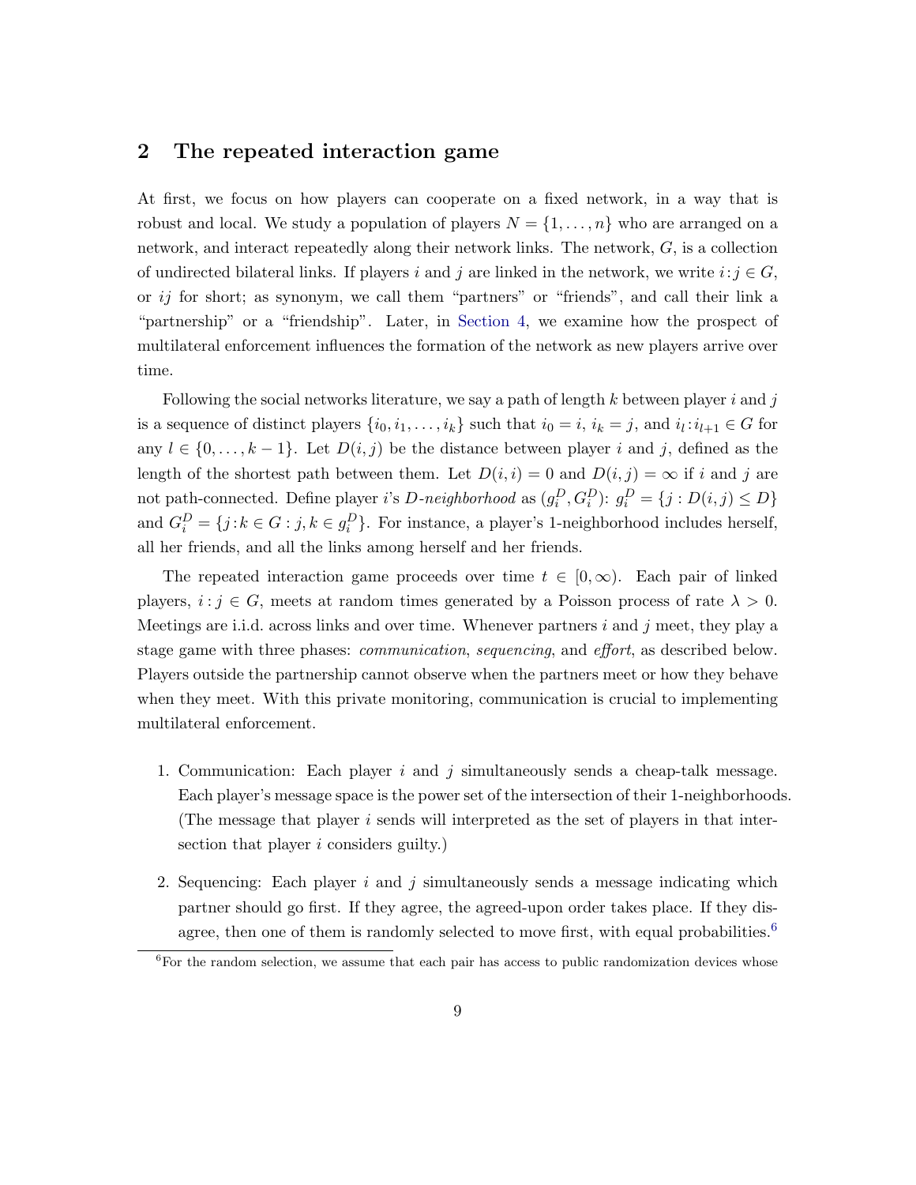## 2 The repeated interaction game

At first, we focus on how players can cooperate on a fixed network, in a way that is robust and local. We study a population of players $N = \{1, \ldots, n\}$ who are arranged on a network, and interact repeatedly along their network links. The network, $G$, is a collection of undirected bilateral links. If players $i$ and $j$ are linked in the network, we write $i\!:\!j \in G$, or $ij$ for short; as synonym, we call them "partners" or "friends", and call their link a "partnership" or a "friendship". Later, in Section 4, we examine how the prospect of multilateral enforcement influences the formation of the network as new players arrive over time.

Following the social networks literature, we say a path of length $k$ between player $i$ and $j$ is a sequence of distinct players $\{i_0, i_1, \ldots, i_k\}$ such that $i_0 = i$, $i_k = j$, and $i_l\!:\!i_{l+1} \in G$ for any $l \in \{0, \ldots, k-1\}$. Let $D(i, j)$ be the distance between player $i$ and $j$, defined as the length of the shortest path between them. Let $D(i, i) = 0$ and $D(i, j) = \infty$ if $i$ and $j$ are not path-connected. Define player $i$'s *D-neighborhood* as $(g_i^D, G_i^D)$: $g_i^D = \{j : D(i, j) \leq D\}$ and $G_i^D = \{j\!:\!k \in G : j, k \in g_i^D\}$. For instance, a player's 1-neighborhood includes herself, all her friends, and all the links among herself and her friends.

The repeated interaction game proceeds over time $t \in [0, \infty)$. Each pair of linked players, $i\!:\!j \in G$, meets at random times generated by a Poisson process of rate $\lambda > 0$. Meetings are i.i.d. across links and over time. Whenever partners $i$ and $j$ meet, they play a stage game with three phases: *communication*, *sequencing*, and *effort*, as described below. Players outside the partnership cannot observe when the partners meet or how they behave when they meet. With this private monitoring, communication is crucial to implementing multilateral enforcement.

1. Communication: Each player $i$ and $j$ simultaneously sends a cheap-talk message. Each player's message space is the power set of the intersection of their 1-neighborhoods. (The message that player $i$ sends will interpreted as the set of players in that intersection that player $i$ considers guilty.)

2. Sequencing: Each player $i$ and $j$ simultaneously sends a message indicating which partner should go first. If they agree, the agreed-upon order takes place. If they disagree, then one of them is randomly selected to move first, with equal probabilities.[6]

[6] For the random selection, we assume that each pair has access to public randomization devices whose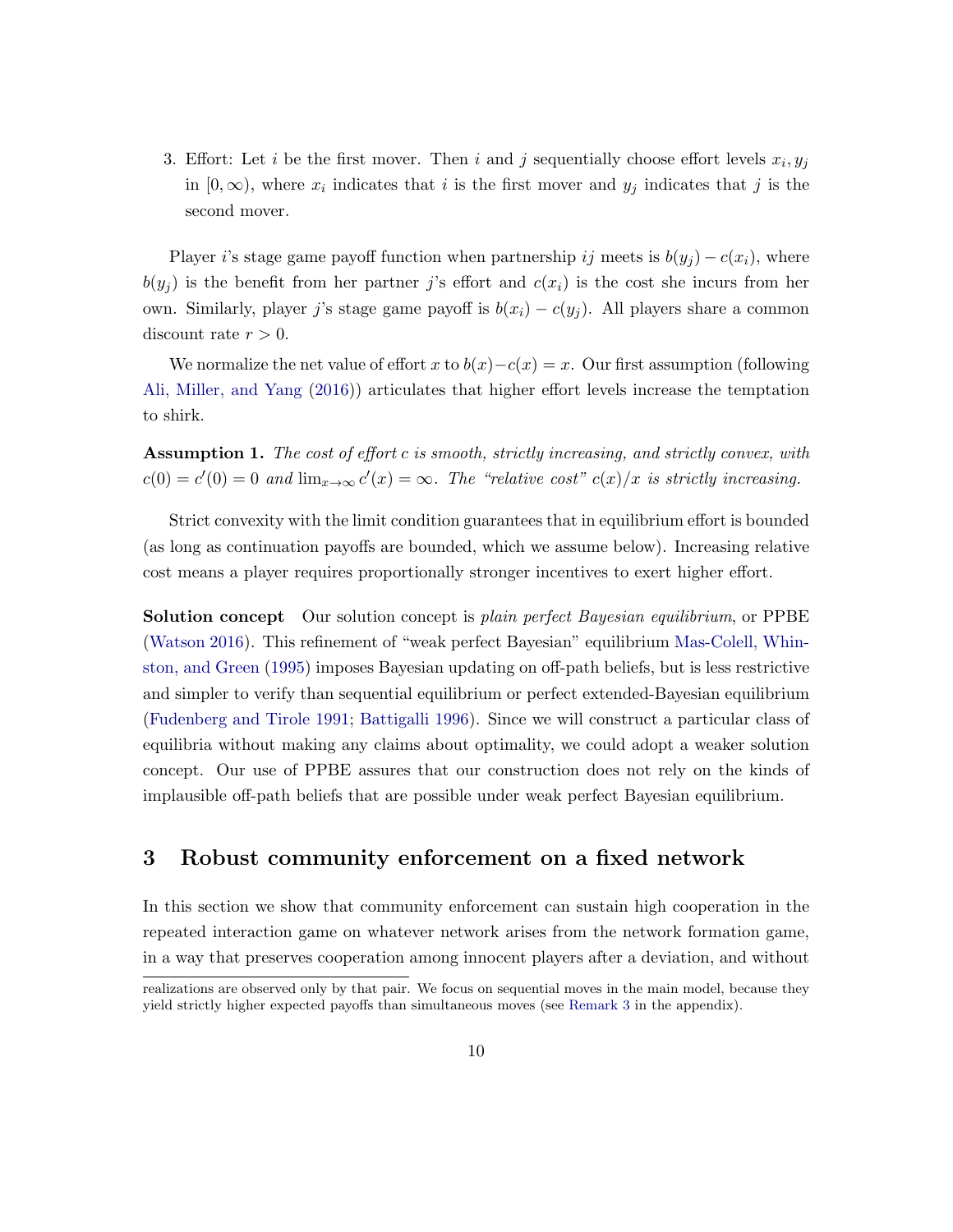3. Effort: Let $i$ be the first mover. Then $i$ and $j$ sequentially choose effort levels $x_i, y_j$ in $[0, \infty)$, where $x_i$ indicates that $i$ is the first mover and $y_j$ indicates that $j$ is the second mover.

Player $i$'s stage game payoff function when partnership $ij$ meets is $b(y_j) - c(x_i)$, where $b(y_j)$ is the benefit from her partner $j$'s effort and $c(x_i)$ is the cost she incurs from her own. Similarly, player $j$'s stage game payoff is $b(x_i) - c(y_j)$. All players share a common discount rate $r > 0$.

We normalize the net value of effort $x$ to $b(x) - c(x) = x$. Our first assumption (following Ali, Miller, and Yang (2016)) articulates that higher effort levels increase the temptation to shirk.

**Assumption 1.** *The cost of effort $c$ is smooth, strictly increasing, and strictly convex, with $c(0) = c'(0) = 0$ and $\lim_{x \to \infty} c'(x) = \infty$. The "relative cost" $c(x)/x$ is strictly increasing.*

Strict convexity with the limit condition guarantees that in equilibrium effort is bounded (as long as continuation payoffs are bounded, which we assume below). Increasing relative cost means a player requires proportionally stronger incentives to exert higher effort.

**Solution concept** Our solution concept is *plain perfect Bayesian equilibrium*, or PPBE (Watson 2016). This refinement of "weak perfect Bayesian" equilibrium Mas-Colell, Whinston, and Green (1995) imposes Bayesian updating on off-path beliefs, but is less restrictive and simpler to verify than sequential equilibrium or perfect extended-Bayesian equilibrium (Fudenberg and Tirole 1991; Battigalli 1996). Since we will construct a particular class of equilibria without making any claims about optimality, we could adopt a weaker solution concept. Our use of PPBE assures that our construction does not rely on the kinds of implausible off-path beliefs that are possible under weak perfect Bayesian equilibrium.

## 3 Robust community enforcement on a fixed network

In this section we show that community enforcement can sustain high cooperation in the repeated interaction game on whatever network arises from the network formation game, in a way that preserves cooperation among innocent players after a deviation, and without

realizations are observed only by that pair. We focus on sequential moves in the main model, because they yield strictly higher expected payoffs than simultaneous moves (see Remark 3 in the appendix).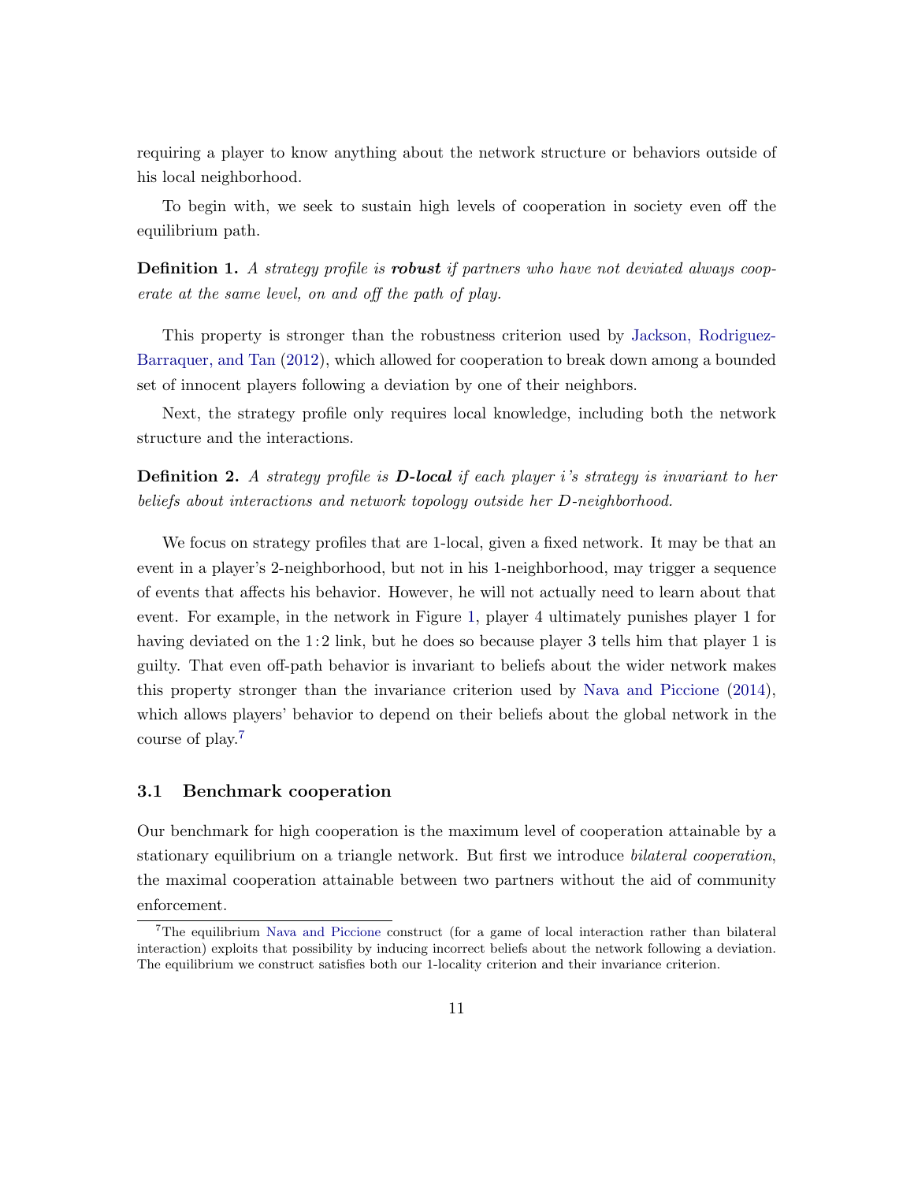requiring a player to know anything about the network structure or behaviors outside of his local neighborhood.

To begin with, we seek to sustain high levels of cooperation in society even off the equilibrium path.

**Definition 1.** *A strategy profile is* ***robust*** *if partners who have not deviated always cooperate at the same level, on and off the path of play.*

This property is stronger than the robustness criterion used by Jackson, Rodriguez-Barraquer, and Tan (2012), which allowed for cooperation to break down among a bounded set of innocent players following a deviation by one of their neighbors.

Next, the strategy profile only requires local knowledge, including both the network structure and the interactions.

**Definition 2.** *A strategy profile is* ***D-local*** *if each player i's strategy is invariant to her beliefs about interactions and network topology outside her D-neighborhood.*

We focus on strategy profiles that are 1-local, given a fixed network. It may be that an event in a player's 2-neighborhood, but not in his 1-neighborhood, may trigger a sequence of events that affects his behavior. However, he will not actually need to learn about that event. For example, in the network in Figure 1, player 4 ultimately punishes player 1 for having deviated on the 1 : 2 link, but he does so because player 3 tells him that player 1 is guilty. That even off-path behavior is invariant to beliefs about the wider network makes this property stronger than the invariance criterion used by Nava and Piccione (2014), which allows players' behavior to depend on their beliefs about the global network in the course of play.[7]

### 3.1 Benchmark cooperation

Our benchmark for high cooperation is the maximum level of cooperation attainable by a stationary equilibrium on a triangle network. But first we introduce *bilateral cooperation*, the maximal cooperation attainable between two partners without the aid of community enforcement.

[7] The equilibrium Nava and Piccione construct (for a game of local interaction rather than bilateral interaction) exploits that possibility by inducing incorrect beliefs about the network following a deviation. The equilibrium we construct satisfies both our 1-locality criterion and their invariance criterion.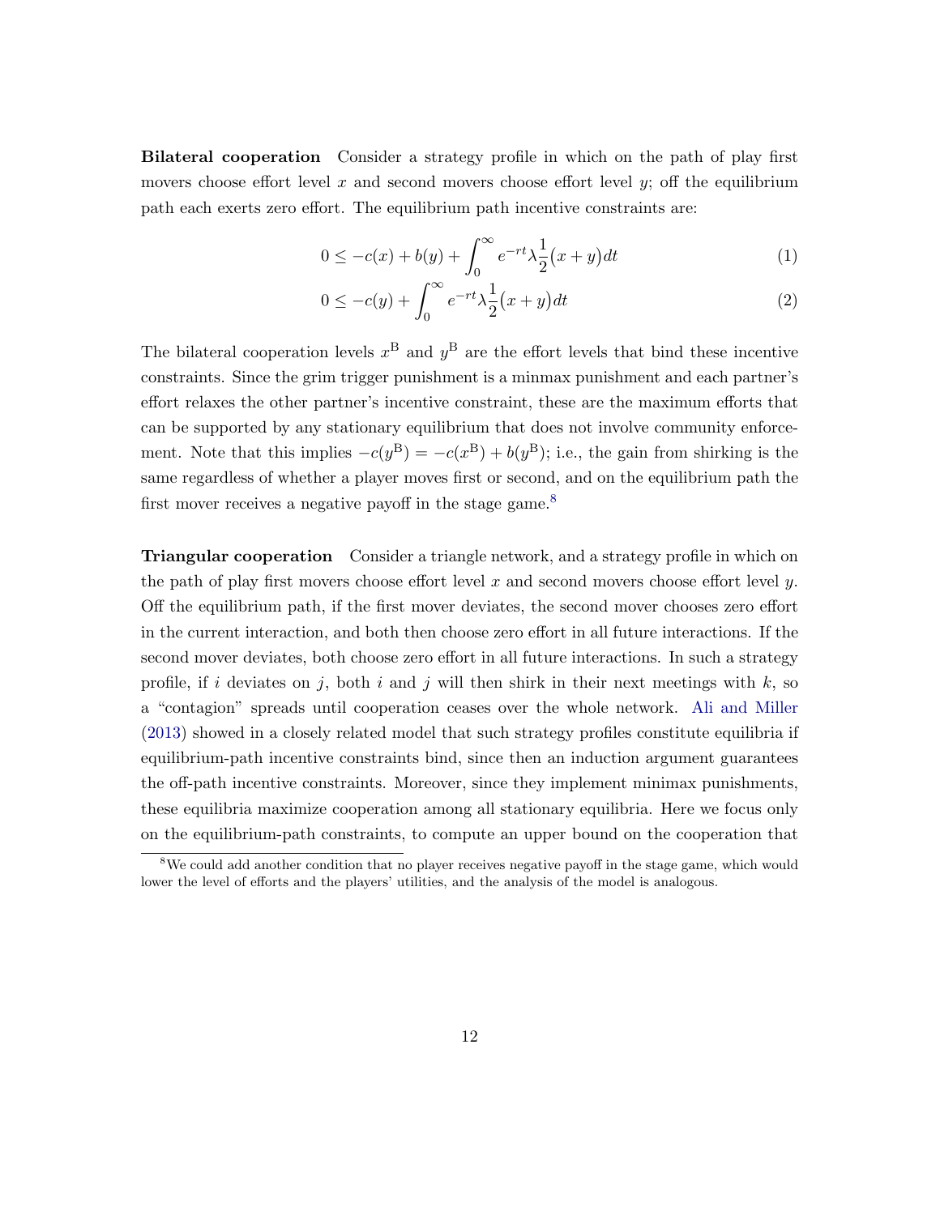**Bilateral cooperation** Consider a strategy profile in which on the path of play first movers choose effort level $x$ and second movers choose effort level $y$; off the equilibrium path each exerts zero effort. The equilibrium path incentive constraints are:

$$0 \leq -c(x) + b(y) + \int_0^\infty e^{-rt} \lambda \frac{1}{2}(x+y)dt \tag{1}$$

$$0 \leq -c(y) + \int_0^\infty e^{-rt} \lambda \frac{1}{2}(x+y)dt \tag{2}$$

The bilateral cooperation levels $x^{\mathrm{B}}$ and $y^{\mathrm{B}}$ are the effort levels that bind these incentive constraints. Since the grim trigger punishment is a minmax punishment and each partner's effort relaxes the other partner's incentive constraint, these are the maximum efforts that can be supported by any stationary equilibrium that does not involve community enforcement. Note that this implies $-c(y^{\mathrm{B}}) = -c(x^{\mathrm{B}}) + b(y^{\mathrm{B}})$; i.e., the gain from shirking is the same regardless of whether a player moves first or second, and on the equilibrium path the first mover receives a negative payoff in the stage game.[8]

**Triangular cooperation** Consider a triangle network, and a strategy profile in which on the path of play first movers choose effort level $x$ and second movers choose effort level $y$. Off the equilibrium path, if the first mover deviates, the second mover chooses zero effort in the current interaction, and both then choose zero effort in all future interactions. If the second mover deviates, both choose zero effort in all future interactions. In such a strategy profile, if $i$ deviates on $j$, both $i$ and $j$ will then shirk in their next meetings with $k$, so a "contagion" spreads until cooperation ceases over the whole network. Ali and Miller (2013) showed in a closely related model that such strategy profiles constitute equilibria if equilibrium-path incentive constraints bind, since then an induction argument guarantees the off-path incentive constraints. Moreover, since they implement minimax punishments, these equilibria maximize cooperation among all stationary equilibria. Here we focus only on the equilibrium-path constraints, to compute an upper bound on the cooperation that

[8] We could add another condition that no player receives negative payoff in the stage game, which would lower the level of efforts and the players' utilities, and the analysis of the model is analogous.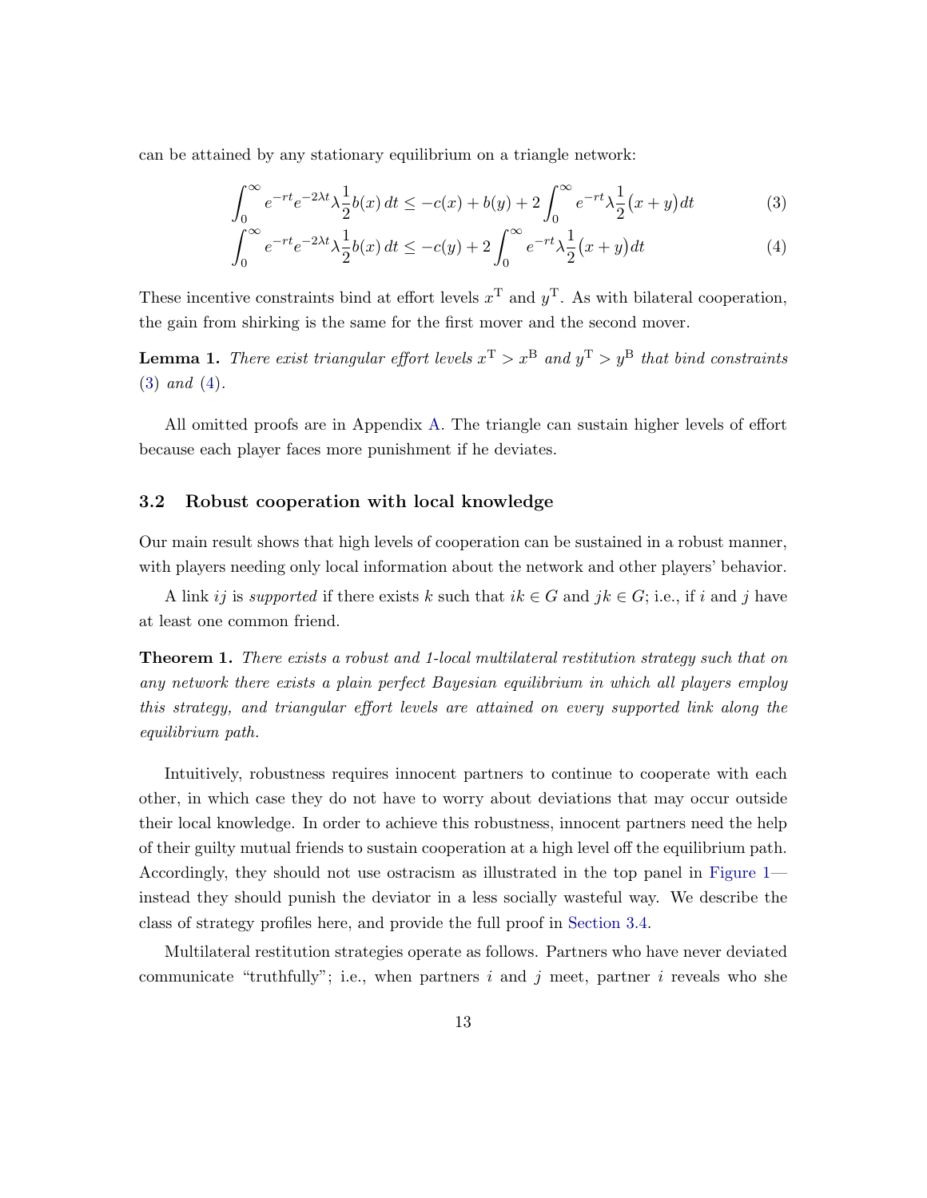can be attained by any stationary equilibrium on a triangle network:

$$\int_0^\infty e^{-rt} e^{-2\lambda t} \lambda \frac{1}{2} b(x)\, dt \leq -c(x) + b(y) + 2 \int_0^\infty e^{-rt} \lambda \frac{1}{2} \big(x + y\big)\, dt \tag{3}$$

$$\int_0^\infty e^{-rt} e^{-2\lambda t} \lambda \frac{1}{2} b(x)\, dt \leq -c(y) + 2 \int_0^\infty e^{-rt} \lambda \frac{1}{2} \big(x + y\big) dt \tag{4}$$

These incentive constraints bind at effort levels $x^{\mathrm{T}}$ and $y^{\mathrm{T}}$. As with bilateral cooperation, the gain from shirking is the same for the first mover and the second mover.

**Lemma 1.** *There exist triangular effort levels $x^{\mathrm{T}} > x^{\mathrm{B}}$ and $y^{\mathrm{T}} > y^{\mathrm{B}}$ that bind constraints (3) and (4).*

All omitted proofs are in Appendix A. The triangle can sustain higher levels of effort because each player faces more punishment if he deviates.

### 3.2 Robust cooperation with local knowledge

Our main result shows that high levels of cooperation can be sustained in a robust manner, with players needing only local information about the network and other players' behavior.

A link $ij$ is *supported* if there exists $k$ such that $ik \in G$ and $jk \in G$; i.e., if $i$ and $j$ have at least one common friend.

**Theorem 1.** *There exists a robust and 1-local multilateral restitution strategy such that on any network there exists a plain perfect Bayesian equilibrium in which all players employ this strategy, and triangular effort levels are attained on every supported link along the equilibrium path.*

Intuitively, robustness requires innocent partners to continue to cooperate with each other, in which case they do not have to worry about deviations that may occur outside their local knowledge. In order to achieve this robustness, innocent partners need the help of their guilty mutual friends to sustain cooperation at a high level off the equilibrium path. Accordingly, they should not use ostracism as illustrated in the top panel in Figure 1—instead they should punish the deviator in a less socially wasteful way. We describe the class of strategy profiles here, and provide the full proof in Section 3.4.

Multilateral restitution strategies operate as follows. Partners who have never deviated communicate "truthfully"; i.e., when partners $i$ and $j$ meet, partner $i$ reveals who she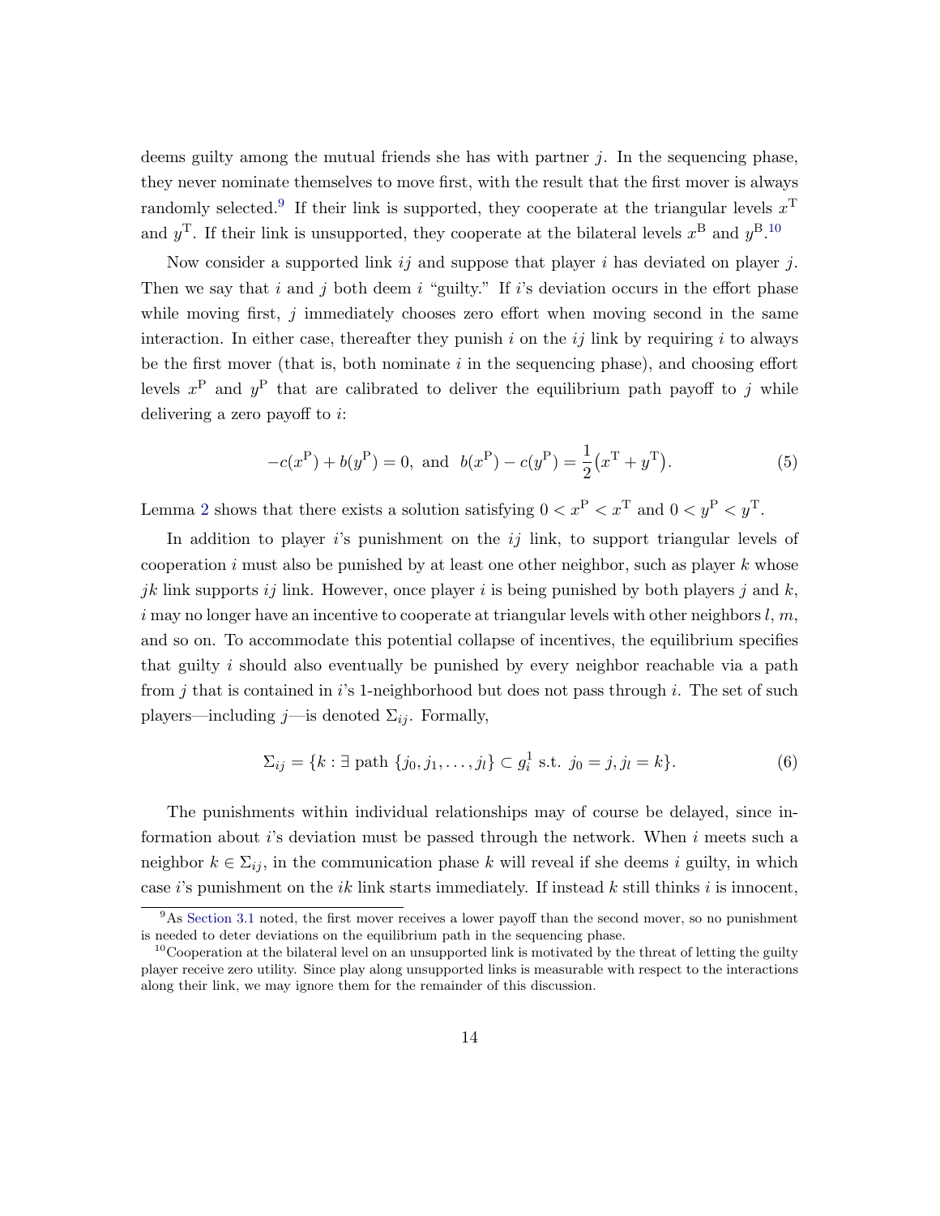deems guilty among the mutual friends she has with partner $j$. In the sequencing phase, they never nominate themselves to move first, with the result that the first mover is always randomly selected.[9] If their link is supported, they cooperate at the triangular levels $x^{\mathrm{T}}$ and $y^{\mathrm{T}}$. If their link is unsupported, they cooperate at the bilateral levels $x^{\mathrm{B}}$ and $y^{\mathrm{B}}$.[10]

Now consider a supported link $ij$ and suppose that player $i$ has deviated on player $j$. Then we say that $i$ and $j$ both deem $i$ "guilty." If $i$'s deviation occurs in the effort phase while moving first, $j$ immediately chooses zero effort when moving second in the same interaction. In either case, thereafter they punish $i$ on the $ij$ link by requiring $i$ to always be the first mover (that is, both nominate $i$ in the sequencing phase), and choosing effort levels $x^{\mathrm{P}}$ and $y^{\mathrm{P}}$ that are calibrated to deliver the equilibrium path payoff to $j$ while delivering a zero payoff to $i$:

$$-c(x^{\mathrm{P}}) + b(y^{\mathrm{P}}) = 0, \text{ and } b(x^{\mathrm{P}}) - c(y^{\mathrm{P}}) = \frac{1}{2}\big(x^{\mathrm{T}} + y^{\mathrm{T}}\big). \tag{5}$$

Lemma 2 shows that there exists a solution satisfying $0 < x^{\mathrm{P}} < x^{\mathrm{T}}$ and $0 < y^{\mathrm{P}} < y^{\mathrm{T}}$.

In addition to player $i$'s punishment on the $ij$ link, to support triangular levels of cooperation $i$ must also be punished by at least one other neighbor, such as player $k$ whose $jk$ link supports $ij$ link. However, once player $i$ is being punished by both players $j$ and $k$, $i$ may no longer have an incentive to cooperate at triangular levels with other neighbors $l$, $m$, and so on. To accommodate this potential collapse of incentives, the equilibrium specifies that guilty $i$ should also eventually be punished by every neighbor reachable via a path from $j$ that is contained in $i$'s 1-neighborhood but does not pass through $i$. The set of such players—including $j$—is denoted $\Sigma_{ij}$. Formally,

$$\Sigma_{ij} = \{k : \exists \text{ path } \{j_0, j_1, \ldots, j_l\} \subset g_i^1 \text{ s.t. } j_0 = j, j_l = k\}. \tag{6}$$

The punishments within individual relationships may of course be delayed, since information about $i$'s deviation must be passed through the network. When $i$ meets such a neighbor $k \in \Sigma_{ij}$, in the communication phase $k$ will reveal if she deems $i$ guilty, in which case $i$'s punishment on the $ik$ link starts immediately. If instead $k$ still thinks $i$ is innocent,

[9] As Section 3.1 noted, the first mover receives a lower payoff than the second mover, so no punishment is needed to deter deviations on the equilibrium path in the sequencing phase.

[10] Cooperation at the bilateral level on an unsupported link is motivated by the threat of letting the guilty player receive zero utility. Since play along unsupported links is measurable with respect to the interactions along their link, we may ignore them for the remainder of this discussion.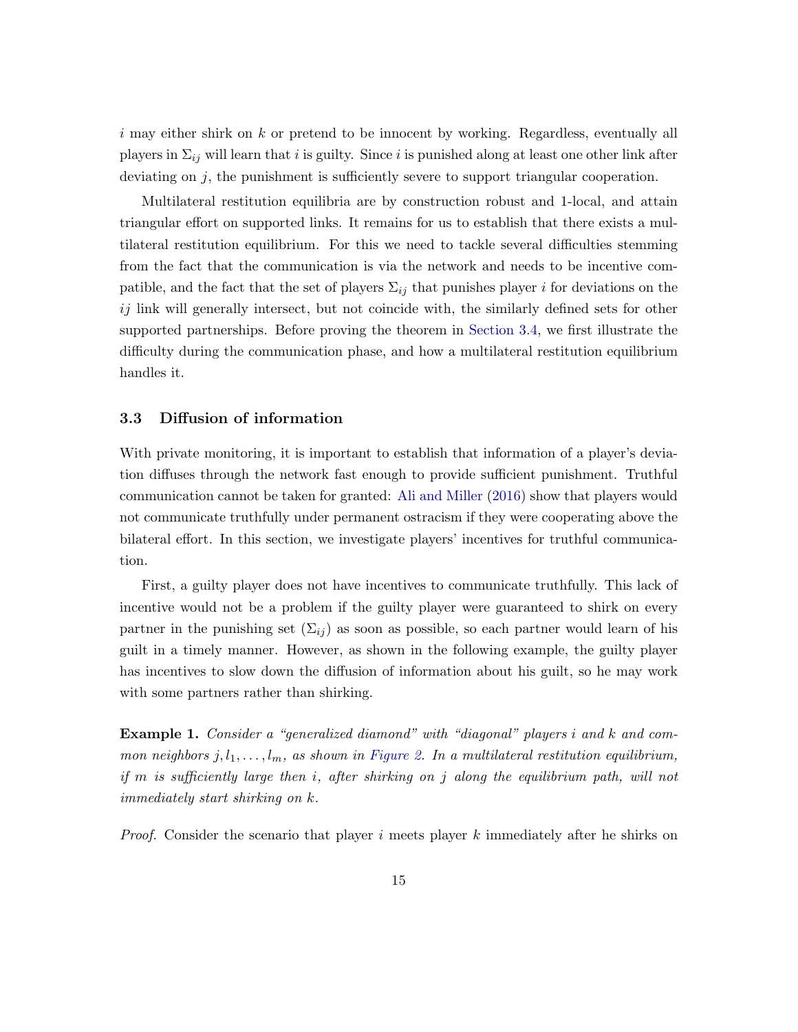$i$ may either shirk on $k$ or pretend to be innocent by working. Regardless, eventually all players in $\Sigma_{ij}$ will learn that $i$ is guilty. Since $i$ is punished along at least one other link after deviating on $j$, the punishment is sufficiently severe to support triangular cooperation.

Multilateral restitution equilibria are by construction robust and 1-local, and attain triangular effort on supported links. It remains for us to establish that there exists a multilateral restitution equilibrium. For this we need to tackle several difficulties stemming from the fact that the communication is via the network and needs to be incentive compatible, and the fact that the set of players $\Sigma_{ij}$ that punishes player $i$ for deviations on the $ij$ link will generally intersect, but not coincide with, the similarly defined sets for other supported partnerships. Before proving the theorem in Section 3.4, we first illustrate the difficulty during the communication phase, and how a multilateral restitution equilibrium handles it.

### 3.3 Diffusion of information

With private monitoring, it is important to establish that information of a player's deviation diffuses through the network fast enough to provide sufficient punishment. Truthful communication cannot be taken for granted: Ali and Miller (2016) show that players would not communicate truthfully under permanent ostracism if they were cooperating above the bilateral effort. In this section, we investigate players' incentives for truthful communication.

First, a guilty player does not have incentives to communicate truthfully. This lack of incentive would not be a problem if the guilty player were guaranteed to shirk on every partner in the punishing set ($\Sigma_{ij}$) as soon as possible, so each partner would learn of his guilt in a timely manner. However, as shown in the following example, the guilty player has incentives to slow down the diffusion of information about his guilt, so he may work with some partners rather than shirking.

**Example 1.** *Consider a "generalized diamond" with "diagonal" players $i$ and $k$ and common neighbors $j, l_1, \ldots, l_m$, as shown in Figure 2. In a multilateral restitution equilibrium, if $m$ is sufficiently large then $i$, after shirking on $j$ along the equilibrium path, will not immediately start shirking on $k$.*

*Proof.* Consider the scenario that player $i$ meets player $k$ immediately after he shirks on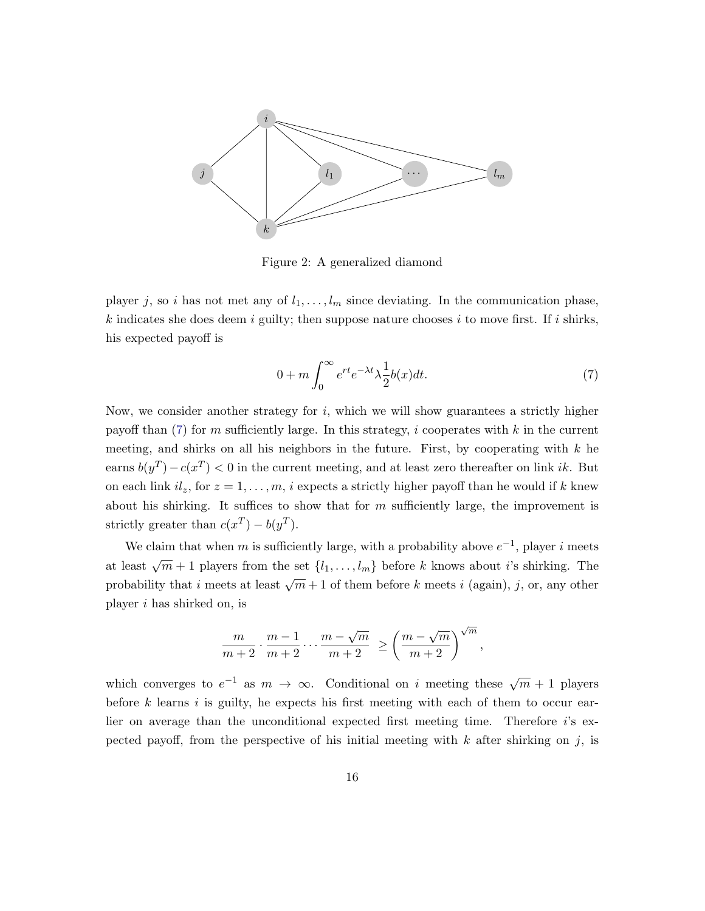Figure 2: A generalized diamond

player $j$, so $i$ has not met any of $l_1, \ldots, l_m$ since deviating. In the communication phase, $k$ indicates she does deem $i$ guilty; then suppose nature chooses $i$ to move first. If $i$ shirks, his expected payoff is

$$0 + m \int_0^\infty e^{rt} e^{-\lambda t} \lambda \frac{1}{2} b(x) dt. \tag{7}$$

Now, we consider another strategy for $i$, which we will show guarantees a strictly higher payoff than (7) for $m$ sufficiently large. In this strategy, $i$ cooperates with $k$ in the current meeting, and shirks on all his neighbors in the future. First, by cooperating with $k$ he earns $b(y^T) - c(x^T) < 0$ in the current meeting, and at least zero thereafter on link $ik$. But on each link $il_z$, for $z = 1, \ldots, m$, $i$ expects a strictly higher payoff than he would if $k$ knew about his shirking. It suffices to show that for $m$ sufficiently large, the improvement is strictly greater than $c(x^T) - b(y^T)$.

We claim that when $m$ is sufficiently large, with a probability above $e^{-1}$, player $i$ meets at least $\sqrt{m} + 1$ players from the set $\{l_1, \ldots, l_m\}$ before $k$ knows about $i$'s shirking. The probability that $i$ meets at least $\sqrt{m} + 1$ of them before $k$ meets $i$ (again), $j$, or, any other player $i$ has shirked on, is

$$\frac{m}{m+2} \cdot \frac{m-1}{m+2} \cdots \frac{m - \sqrt{m}}{m+2} \geq \left( \frac{m - \sqrt{m}}{m+2} \right)^{\sqrt{m}},$$

which converges to $e^{-1}$ as $m \to \infty$. Conditional on $i$ meeting these $\sqrt{m} + 1$ players before $k$ learns $i$ is guilty, he expects his first meeting with each of them to occur earlier on average than the unconditional expected first meeting time. Therefore $i$'s expected payoff, from the perspective of his initial meeting with $k$ after shirking on $j$, is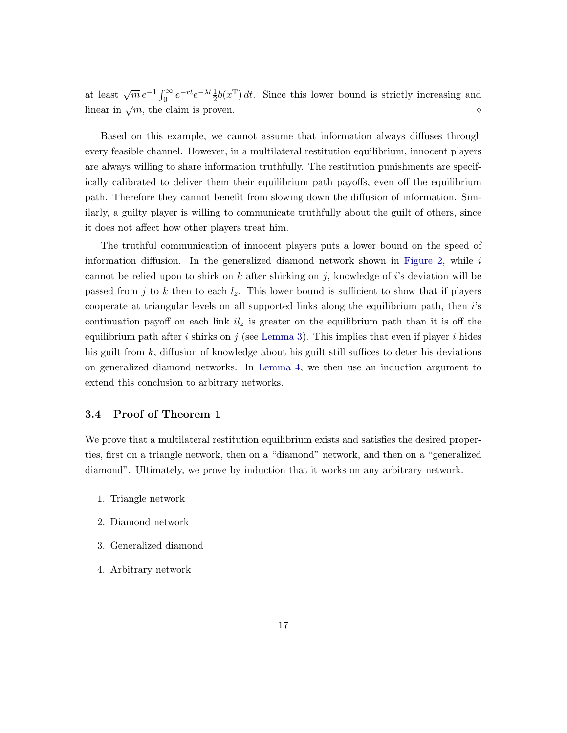at least $\sqrt{m}\, e^{-1} \int_0^\infty e^{-rt} e^{-\lambda t} \frac{1}{2} b(x^{\mathrm{T}})\, dt$. Since this lower bound is strictly increasing and linear in $\sqrt{m}$, the claim is proven. $\diamond$

Based on this example, we cannot assume that information always diffuses through every feasible channel. However, in a multilateral restitution equilibrium, innocent players are always willing to share information truthfully. The restitution punishments are specifically calibrated to deliver them their equilibrium path payoffs, even off the equilibrium path. Therefore they cannot benefit from slowing down the diffusion of information. Similarly, a guilty player is willing to communicate truthfully about the guilt of others, since it does not affect how other players treat him.

The truthful communication of innocent players puts a lower bound on the speed of information diffusion. In the generalized diamond network shown in Figure 2, while $i$ cannot be relied upon to shirk on $k$ after shirking on $j$, knowledge of $i$'s deviation will be passed from $j$ to $k$ then to each $l_z$. This lower bound is sufficient to show that if players cooperate at triangular levels on all supported links along the equilibrium path, then $i$'s continuation payoff on each link $il_z$ is greater on the equilibrium path than it is off the equilibrium path after $i$ shirks on $j$ (see Lemma 3). This implies that even if player $i$ hides his guilt from $k$, diffusion of knowledge about his guilt still suffices to deter his deviations on generalized diamond networks. In Lemma 4, we then use an induction argument to extend this conclusion to arbitrary networks.

### 3.4 Proof of Theorem 1

We prove that a multilateral restitution equilibrium exists and satisfies the desired properties, first on a triangle network, then on a "diamond" network, and then on a "generalized diamond". Ultimately, we prove by induction that it works on any arbitrary network.

1. Triangle network
2. Diamond network
3. Generalized diamond
4. Arbitrary network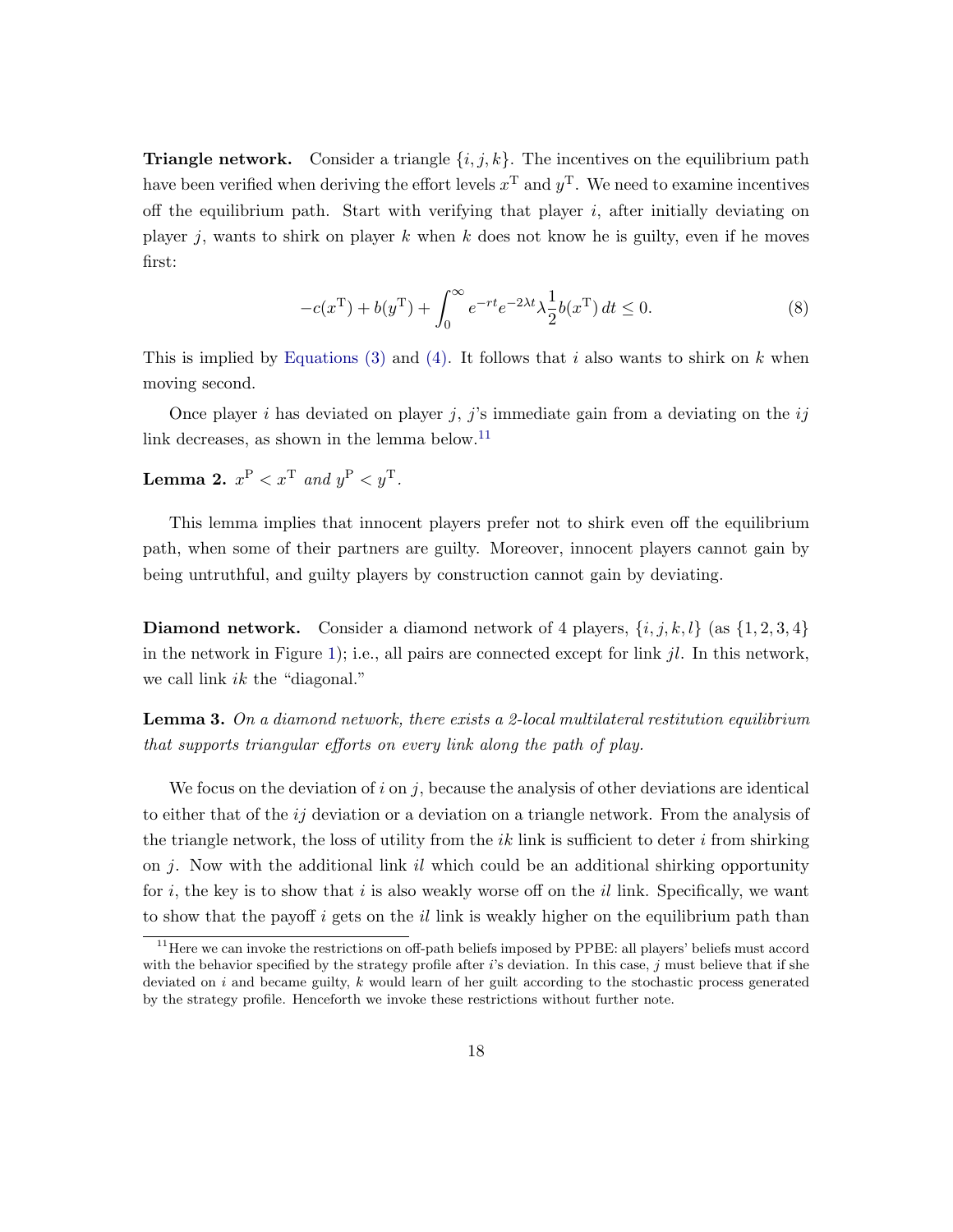**Triangle network.** Consider a triangle $\{i, j, k\}$. The incentives on the equilibrium path have been verified when deriving the effort levels $x^{\mathrm{T}}$ and $y^{\mathrm{T}}$. We need to examine incentives off the equilibrium path. Start with verifying that player $i$, after initially deviating on player $j$, wants to shirk on player $k$ when $k$ does not know he is guilty, even if he moves first:

$$-c(x^{\mathrm{T}}) + b(y^{\mathrm{T}}) + \int_0^{\infty} e^{-rt} e^{-2\lambda t} \lambda \frac{1}{2} b(x^{\mathrm{T}})\, dt \leq 0. \tag{8}$$

This is implied by Equations (3) and (4). It follows that $i$ also wants to shirk on $k$ when moving second.

Once player $i$ has deviated on player $j$, $j$'s immediate gain from a deviating on the $ij$ link decreases, as shown in the lemma below.[11]

**Lemma 2.** $x^{\mathrm{P}} < x^{\mathrm{T}}$ *and* $y^{\mathrm{P}} < y^{\mathrm{T}}$.

This lemma implies that innocent players prefer not to shirk even off the equilibrium path, when some of their partners are guilty. Moreover, innocent players cannot gain by being untruthful, and guilty players by construction cannot gain by deviating.

**Diamond network.** Consider a diamond network of 4 players, $\{i, j, k, l\}$ (as $\{1, 2, 3, 4\}$ in the network in Figure 1); i.e., all pairs are connected except for link $jl$. In this network, we call link $ik$ the "diagonal."

**Lemma 3.** *On a diamond network, there exists a 2-local multilateral restitution equilibrium that supports triangular efforts on every link along the path of play.*

We focus on the deviation of $i$ on $j$, because the analysis of other deviations are identical to either that of the $ij$ deviation or a deviation on a triangle network. From the analysis of the triangle network, the loss of utility from the $ik$ link is sufficient to deter $i$ from shirking on $j$. Now with the additional link $il$ which could be an additional shirking opportunity for $i$, the key is to show that $i$ is also weakly worse off on the $il$ link. Specifically, we want to show that the payoff $i$ gets on the $il$ link is weakly higher on the equilibrium path than

[11] Here we can invoke the restrictions on off-path beliefs imposed by PPBE: all players' beliefs must accord with the behavior specified by the strategy profile after $i$'s deviation. In this case, $j$ must believe that if she deviated on $i$ and became guilty, $k$ would learn of her guilt according to the stochastic process generated by the strategy profile. Henceforth we invoke these restrictions without further note.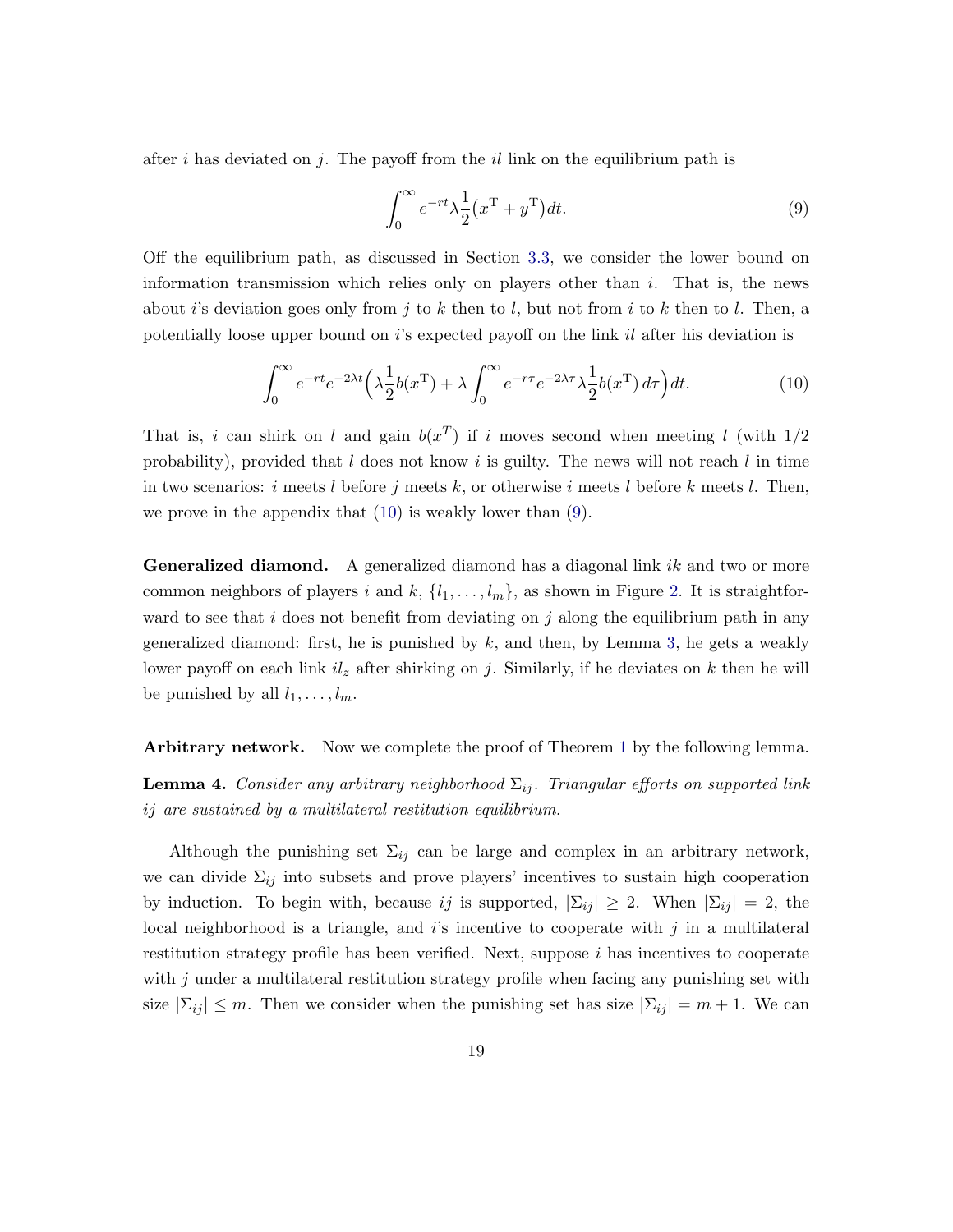after $i$ has deviated on $j$. The payoff from the $il$ link on the equilibrium path is

$$\int_0^\infty e^{-rt}\lambda\frac{1}{2}\big(x^{\mathrm{T}}+y^{\mathrm{T}}\big)dt. \tag{9}$$

Off the equilibrium path, as discussed in Section 3.3, we consider the lower bound on information transmission which relies only on players other than $i$. That is, the news about $i$'s deviation goes only from $j$ to $k$ then to $l$, but not from $i$ to $k$ then to $l$. Then, a potentially loose upper bound on $i$'s expected payoff on the link $il$ after his deviation is

$$\int_0^\infty e^{-rt}e^{-2\lambda t}\Big(\lambda\frac{1}{2}b(x^{\mathrm{T}})+\lambda\int_0^\infty e^{-r\tau}e^{-2\lambda\tau}\lambda\frac{1}{2}b(x^{\mathrm{T}})\,d\tau\Big)dt. \tag{10}$$

That is, $i$ can shirk on $l$ and gain $b(x^T)$ if $i$ moves second when meeting $l$ (with $1/2$ probability), provided that $l$ does not know $i$ is guilty. The news will not reach $l$ in time in two scenarios: $i$ meets $l$ before $j$ meets $k$, or otherwise $i$ meets $l$ before $k$ meets $l$. Then, we prove in the appendix that (10) is weakly lower than (9).

**Generalized diamond.** A generalized diamond has a diagonal link $ik$ and two or more common neighbors of players $i$ and $k$, $\{l_1,\ldots,l_m\}$, as shown in Figure 2. It is straightforward to see that $i$ does not benefit from deviating on $j$ along the equilibrium path in any generalized diamond: first, he is punished by $k$, and then, by Lemma 3, he gets a weakly lower payoff on each link $il_z$ after shirking on $j$. Similarly, if he deviates on $k$ then he will be punished by all $l_1,\ldots,l_m$.

**Arbitrary network.** Now we complete the proof of Theorem 1 by the following lemma.

**Lemma 4.** *Consider any arbitrary neighborhood $\Sigma_{ij}$. Triangular efforts on supported link $ij$ are sustained by a multilateral restitution equilibrium.*

Although the punishing set $\Sigma_{ij}$ can be large and complex in an arbitrary network, we can divide $\Sigma_{ij}$ into subsets and prove players' incentives to sustain high cooperation by induction. To begin with, because $ij$ is supported, $|\Sigma_{ij}|\geq 2$. When $|\Sigma_{ij}|=2$, the local neighborhood is a triangle, and $i$'s incentive to cooperate with $j$ in a multilateral restitution strategy profile has been verified. Next, suppose $i$ has incentives to cooperate with $j$ under a multilateral restitution strategy profile when facing any punishing set with size $|\Sigma_{ij}|\leq m$. Then we consider when the punishing set has size $|\Sigma_{ij}|=m+1$. We can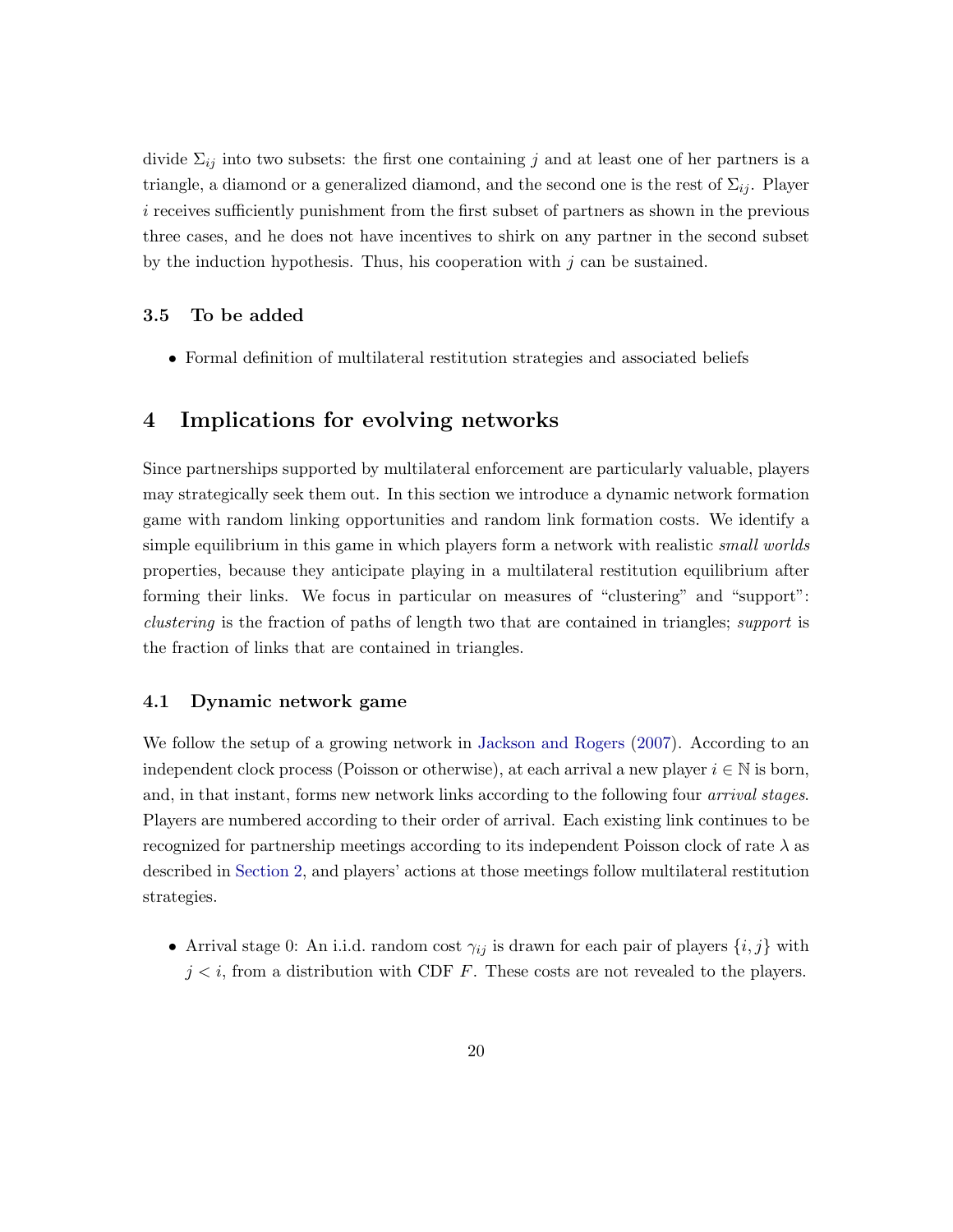divide $\Sigma_{ij}$ into two subsets: the first one containing $j$ and at least one of her partners is a triangle, a diamond or a generalized diamond, and the second one is the rest of $\Sigma_{ij}$. Player $i$ receives sufficiently punishment from the first subset of partners as shown in the previous three cases, and he does not have incentives to shirk on any partner in the second subset by the induction hypothesis. Thus, his cooperation with $j$ can be sustained.

### 3.5 To be added

- Formal definition of multilateral restitution strategies and associated beliefs

## 4 Implications for evolving networks

Since partnerships supported by multilateral enforcement are particularly valuable, players may strategically seek them out. In this section we introduce a dynamic network formation game with random linking opportunities and random link formation costs. We identify a simple equilibrium in this game in which players form a network with realistic *small worlds* properties, because they anticipate playing in a multilateral restitution equilibrium after forming their links. We focus in particular on measures of "clustering" and "support": *clustering* is the fraction of paths of length two that are contained in triangles; *support* is the fraction of links that are contained in triangles.

### 4.1 Dynamic network game

We follow the setup of a growing network in Jackson and Rogers (2007). According to an independent clock process (Poisson or otherwise), at each arrival a new player $i \in \mathbb{N}$ is born, and, in that instant, forms new network links according to the following four *arrival stages*. Players are numbered according to their order of arrival. Each existing link continues to be recognized for partnership meetings according to its independent Poisson clock of rate $\lambda$ as described in Section 2, and players' actions at those meetings follow multilateral restitution strategies.

- Arrival stage 0: An i.i.d. random cost $\gamma_{ij}$ is drawn for each pair of players $\{i, j\}$ with $j < i$, from a distribution with CDF $F$. These costs are not revealed to the players.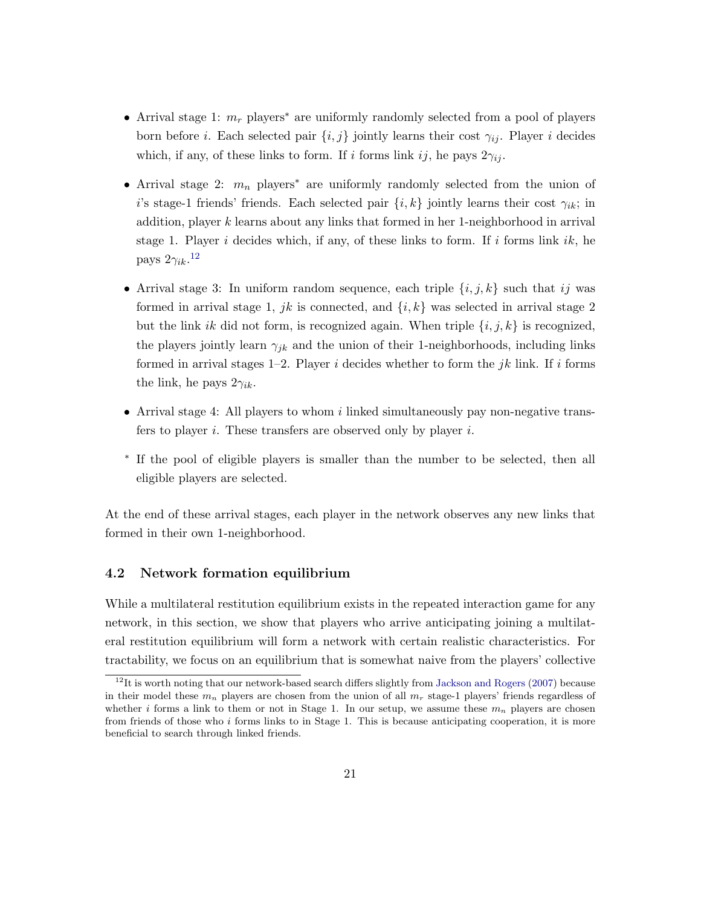- Arrival stage 1: $m_r$ players* are uniformly randomly selected from a pool of players born before $i$. Each selected pair $\{i, j\}$ jointly learns their cost $\gamma_{ij}$. Player $i$ decides which, if any, of these links to form. If $i$ forms link $ij$, he pays $2\gamma_{ij}$.
- Arrival stage 2: $m_n$ players* are uniformly randomly selected from the union of $i$'s stage-1 friends' friends. Each selected pair $\{i, k\}$ jointly learns their cost $\gamma_{ik}$; in addition, player $k$ learns about any links that formed in her 1-neighborhood in arrival stage 1. Player $i$ decides which, if any, of these links to form. If $i$ forms link $ik$, he pays $2\gamma_{ik}$.[12]
- Arrival stage 3: In uniform random sequence, each triple $\{i, j, k\}$ such that $ij$ was formed in arrival stage 1, $jk$ is connected, and $\{i, k\}$ was selected in arrival stage 2 but the link $ik$ did not form, is recognized again. When triple $\{i, j, k\}$ is recognized, the players jointly learn $\gamma_{jk}$ and the union of their 1-neighborhoods, including links formed in arrival stages 1–2. Player $i$ decides whether to form the $jk$ link. If $i$ forms the link, he pays $2\gamma_{ik}$.
- Arrival stage 4: All players to whom $i$ linked simultaneously pay non-negative transfers to player $i$. These transfers are observed only by player $i$.
- \* If the pool of eligible players is smaller than the number to be selected, then all eligible players are selected.

At the end of these arrival stages, each player in the network observes any new links that formed in their own 1-neighborhood.

### 4.2 Network formation equilibrium

While a multilateral restitution equilibrium exists in the repeated interaction game for any network, in this section, we show that players who arrive anticipating joining a multilateral restitution equilibrium will form a network with certain realistic characteristics. For tractability, we focus on an equilibrium that is somewhat naive from the players' collective

[12] It is worth noting that our network-based search differs slightly from Jackson and Rogers (2007) because in their model these $m_n$ players are chosen from the union of all $m_r$ stage-1 players' friends regardless of whether $i$ forms a link to them or not in Stage 1. In our setup, we assume these $m_n$ players are chosen from friends of those who $i$ forms links to in Stage 1. This is because anticipating cooperation, it is more beneficial to search through linked friends.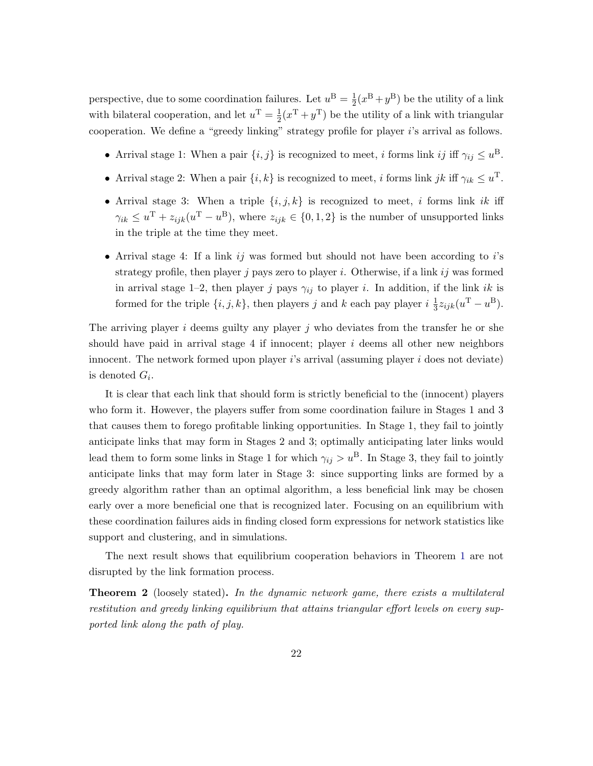perspective, due to some coordination failures. Let $u^{\mathrm{B}} = \frac{1}{2}(x^{\mathrm{B}} + y^{\mathrm{B}})$ be the utility of a link with bilateral cooperation, and let $u^{\mathrm{T}} = \frac{1}{2}(x^{\mathrm{T}} + y^{\mathrm{T}})$ be the utility of a link with triangular cooperation. We define a "greedy linking" strategy profile for player $i$'s arrival as follows.

- Arrival stage 1: When a pair $\{i, j\}$ is recognized to meet, $i$ forms link $ij$ iff $\gamma_{ij} \leq u^{\mathrm{B}}$.
- Arrival stage 2: When a pair $\{i, k\}$ is recognized to meet, $i$ forms link $jk$ iff $\gamma_{ik} \leq u^{\mathrm{T}}$.
- Arrival stage 3: When a triple $\{i, j, k\}$ is recognized to meet, $i$ forms link $ik$ iff $\gamma_{ik} \leq u^{\mathrm{T}} + z_{ijk}(u^{\mathrm{T}} - u^{\mathrm{B}})$, where $z_{ijk} \in \{0, 1, 2\}$ is the number of unsupported links in the triple at the time they meet.
- Arrival stage 4: If a link $ij$ was formed but should not have been according to $i$'s strategy profile, then player $j$ pays zero to player $i$. Otherwise, if a link $ij$ was formed in arrival stage 1–2, then player $j$ pays $\gamma_{ij}$ to player $i$. In addition, if the link $ik$ is formed for the triple $\{i, j, k\}$, then players $j$ and $k$ each pay player $i$ $\frac{1}{3}z_{ijk}(u^{\mathrm{T}} - u^{\mathrm{B}})$.

The arriving player $i$ deems guilty any player $j$ who deviates from the transfer he or she should have paid in arrival stage 4 if innocent; player $i$ deems all other new neighbors innocent. The network formed upon player $i$'s arrival (assuming player $i$ does not deviate) is denoted $G_i$.

It is clear that each link that should form is strictly beneficial to the (innocent) players who form it. However, the players suffer from some coordination failure in Stages 1 and 3 that causes them to forego profitable linking opportunities. In Stage 1, they fail to jointly anticipate links that may form in Stages 2 and 3; optimally anticipating later links would lead them to form some links in Stage 1 for which $\gamma_{ij} > u^{\mathrm{B}}$. In Stage 3, they fail to jointly anticipate links that may form later in Stage 3: since supporting links are formed by a greedy algorithm rather than an optimal algorithm, a less beneficial link may be chosen early over a more beneficial one that is recognized later. Focusing on an equilibrium with these coordination failures aids in finding closed form expressions for network statistics like support and clustering, and in simulations.

The next result shows that equilibrium cooperation behaviors in Theorem 1 are not disrupted by the link formation process.

**Theorem 2** (loosely stated)**.** *In the dynamic network game, there exists a multilateral restitution and greedy linking equilibrium that attains triangular effort levels on every supported link along the path of play.*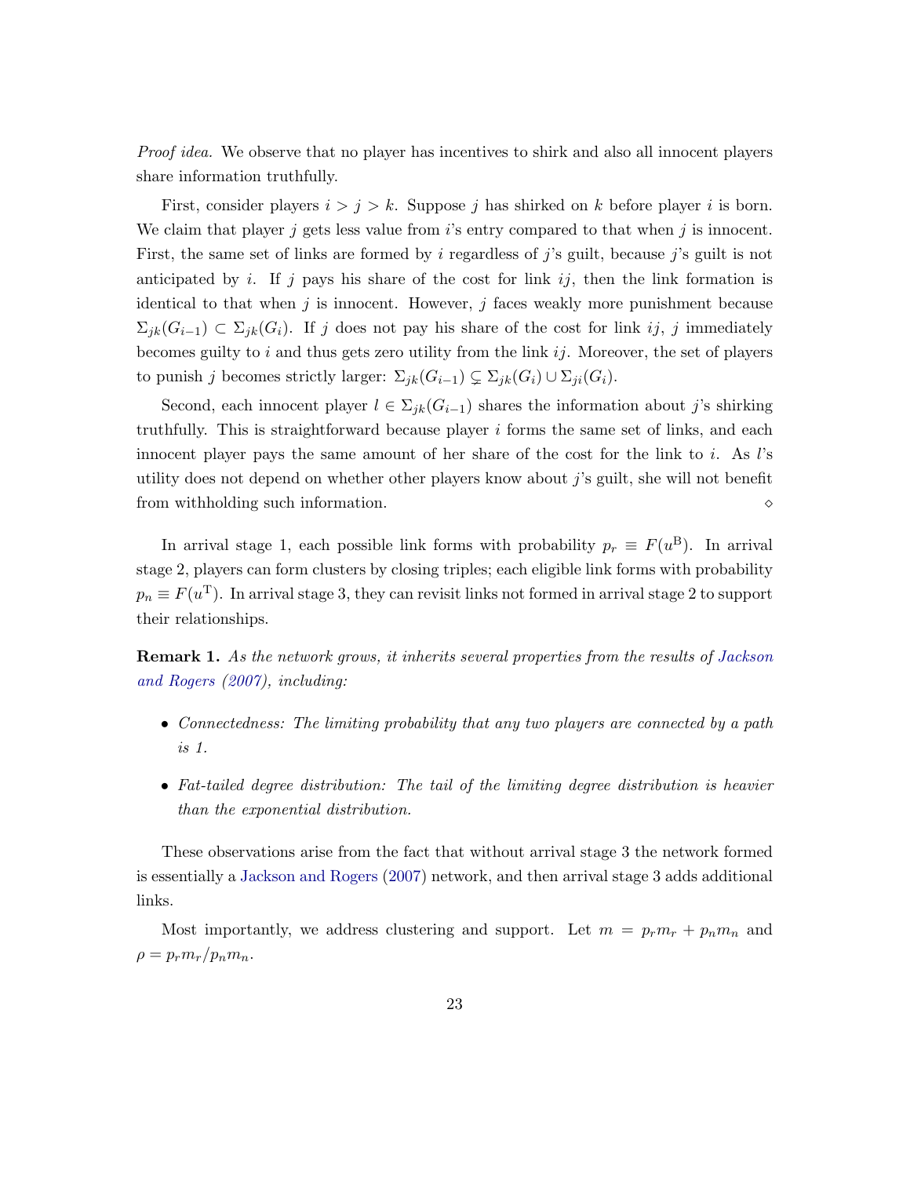*Proof idea.* We observe that no player has incentives to shirk and also all innocent players share information truthfully.

First, consider players $i > j > k$. Suppose $j$ has shirked on $k$ before player $i$ is born. We claim that player $j$ gets less value from $i$'s entry compared to that when $j$ is innocent. First, the same set of links are formed by $i$ regardless of $j$'s guilt, because $j$'s guilt is not anticipated by $i$. If $j$ pays his share of the cost for link $ij$, then the link formation is identical to that when $j$ is innocent. However, $j$ faces weakly more punishment because $\Sigma_{jk}(G_{i-1}) \subset \Sigma_{jk}(G_i)$. If $j$ does not pay his share of the cost for link $ij$, $j$ immediately becomes guilty to $i$ and thus gets zero utility from the link $ij$. Moreover, the set of players to punish $j$ becomes strictly larger: $\Sigma_{jk}(G_{i-1}) \subsetneq \Sigma_{jk}(G_i) \cup \Sigma_{ji}(G_i)$.

Second, each innocent player $l \in \Sigma_{jk}(G_{i-1})$ shares the information about $j$'s shirking truthfully. This is straightforward because player $i$ forms the same set of links, and each innocent player pays the same amount of her share of the cost for the link to $i$. As $l$'s utility does not depend on whether other players know about $j$'s guilt, she will not benefit from withholding such information. $\diamond$

In arrival stage 1, each possible link forms with probability $p_r \equiv F(u^{\mathrm{B}})$. In arrival stage 2, players can form clusters by closing triples; each eligible link forms with probability $p_n \equiv F(u^{\mathrm{T}})$. In arrival stage 3, they can revisit links not formed in arrival stage 2 to support their relationships.

**Remark 1.** *As the network grows, it inherits several properties from the results of Jackson and Rogers (2007), including:*

- *Connectedness: The limiting probability that any two players are connected by a path is 1.*
- *Fat-tailed degree distribution: The tail of the limiting degree distribution is heavier than the exponential distribution.*

These observations arise from the fact that without arrival stage 3 the network formed is essentially a Jackson and Rogers (2007) network, and then arrival stage 3 adds additional links.

Most importantly, we address clustering and support. Let $m = p_r m_r + p_n m_n$ and $\rho = p_r m_r / p_n m_n$.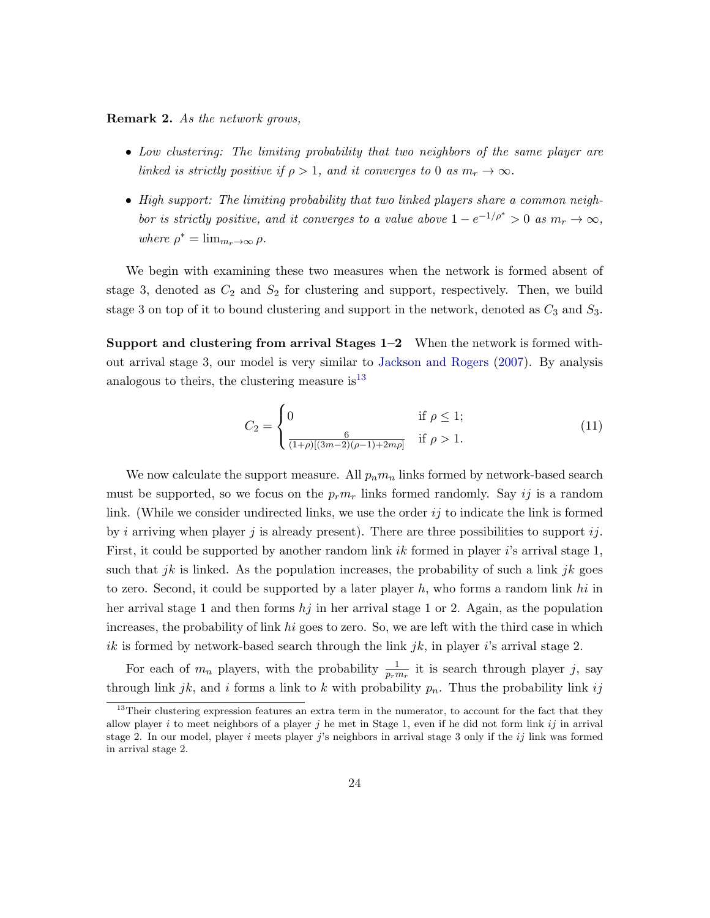**Remark 2.** *As the network grows,*

- *Low clustering: The limiting probability that two neighbors of the same player are linked is strictly positive if $\rho > 1$, and it converges to 0 as $m_r \to \infty$.*
- *High support: The limiting probability that two linked players share a common neighbor is strictly positive, and it converges to a value above $1 - e^{-1/\rho^*} > 0$ as $m_r \to \infty$, where $\rho^* = \lim_{m_r \to \infty} \rho$.*

We begin with examining these two measures when the network is formed absent of stage 3, denoted as $C_2$ and $S_2$ for clustering and support, respectively. Then, we build stage 3 on top of it to bound clustering and support in the network, denoted as $C_3$ and $S_3$.

**Support and clustering from arrival Stages 1–2** When the network is formed without arrival stage 3, our model is very similar to Jackson and Rogers (2007). By analysis analogous to theirs, the clustering measure is[13]

$$C_2 = \begin{cases} 0 & \text{if } \rho \leq 1; \\ \frac{6}{(1+\rho)[(3m-2)(\rho-1)+2m\rho]} & \text{if } \rho > 1. \end{cases} \tag{11}$$

We now calculate the support measure. All $p_n m_n$ links formed by network-based search must be supported, so we focus on the $p_r m_r$ links formed randomly. Say $ij$ is a random link. (While we consider undirected links, we use the order $ij$ to indicate the link is formed by $i$ arriving when player $j$ is already present). There are three possibilities to support $ij$. First, it could be supported by another random link $ik$ formed in player $i$'s arrival stage 1, such that $jk$ is linked. As the population increases, the probability of such a link $jk$ goes to zero. Second, it could be supported by a later player $h$, who forms a random link $hi$ in her arrival stage 1 and then forms $hj$ in her arrival stage 1 or 2. Again, as the population increases, the probability of link $hi$ goes to zero. So, we are left with the third case in which $ik$ is formed by network-based search through the link $jk$, in player $i$'s arrival stage 2.

For each of $m_n$ players, with the probability $\frac{1}{p_r m_r}$ it is search through player $j$, say through link $jk$, and $i$ forms a link to $k$ with probability $p_n$. Thus the probability link $ij$

[13] Their clustering expression features an extra term in the numerator, to account for the fact that they allow player $i$ to meet neighbors of a player $j$ he met in Stage 1, even if he did not form link $ij$ in arrival stage 2. In our model, player $i$ meets player $j$'s neighbors in arrival stage 3 only if the $ij$ link was formed in arrival stage 2.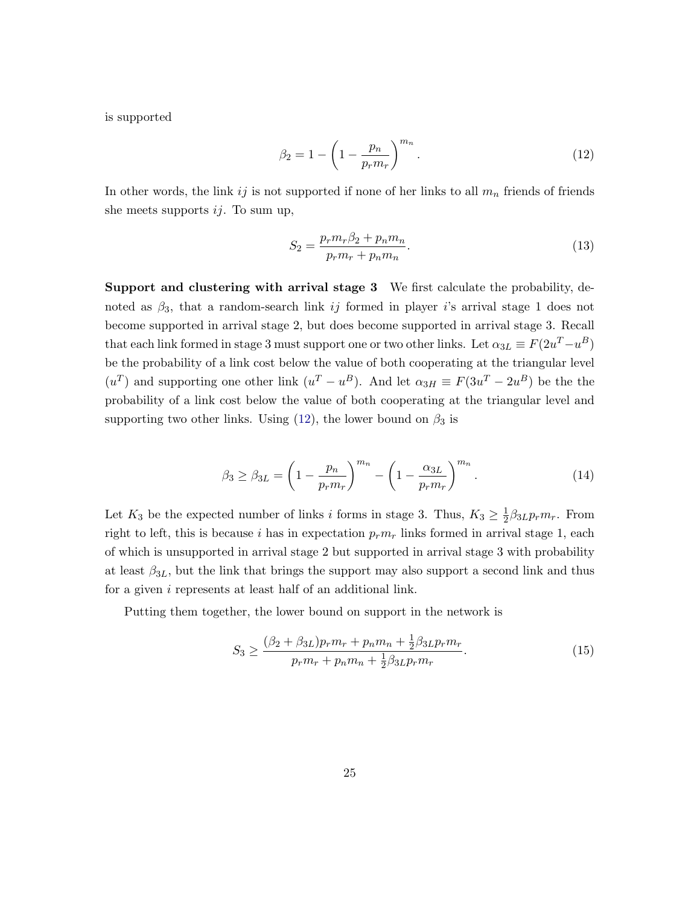is supported

$$\beta_2 = 1 - \left(1 - \frac{p_n}{p_r m_r}\right)^{m_n}. \tag{12}$$

In other words, the link $ij$ is not supported if none of her links to all $m_n$ friends of friends she meets supports $ij$. To sum up,

$$S_2 = \frac{p_r m_r \beta_2 + p_n m_n}{p_r m_r + p_n m_n}. \tag{13}$$

**Support and clustering with arrival stage 3** We first calculate the probability, denoted as $\beta_3$, that a random-search link $ij$ formed in player $i$'s arrival stage 1 does not become supported in arrival stage 2, but does become supported in arrival stage 3. Recall that each link formed in stage 3 must support one or two other links. Let $\alpha_{3L} \equiv F(2u^T - u^B)$ be the probability of a link cost below the value of both cooperating at the triangular level ($u^T$) and supporting one other link ($u^T - u^B$). And let $\alpha_{3H} \equiv F(3u^T - 2u^B)$ be the the probability of a link cost below the value of both cooperating at the triangular level and supporting two other links. Using (12), the lower bound on $\beta_3$ is

$$\beta_3 \geq \beta_{3L} = \left(1 - \frac{p_n}{p_r m_r}\right)^{m_n} - \left(1 - \frac{\alpha_{3L}}{p_r m_r}\right)^{m_n}. \tag{14}$$

Let $K_3$ be the expected number of links $i$ forms in stage 3. Thus, $K_3 \geq \frac{1}{2}\beta_{3L} p_r m_r$. From right to left, this is because $i$ has in expectation $p_r m_r$ links formed in arrival stage 1, each of which is unsupported in arrival stage 2 but supported in arrival stage 3 with probability at least $\beta_{3L}$, but the link that brings the support may also support a second link and thus for a given $i$ represents at least half of an additional link.

Putting them together, the lower bound on support in the network is

$$S_3 \geq \frac{(\beta_2 + \beta_{3L}) p_r m_r + p_n m_n + \frac{1}{2}\beta_{3L} p_r m_r}{p_r m_r + p_n m_n + \frac{1}{2}\beta_{3L} p_r m_r}. \tag{15}$$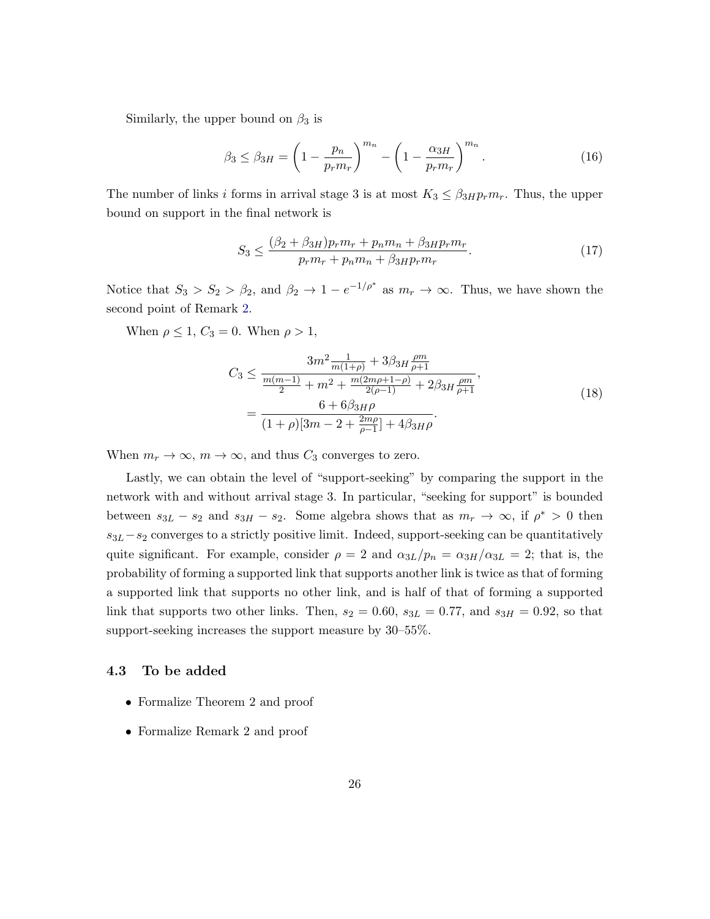Similarly, the upper bound on $\beta_3$ is

$$\beta_3 \le \beta_{3H} = \left(1 - \frac{p_n}{p_r m_r}\right)^{m_n} - \left(1 - \frac{\alpha_{3H}}{p_r m_r}\right)^{m_n}. \tag{16}$$

The number of links $i$ forms in arrival stage 3 is at most $K_3 \le \beta_{3H} p_r m_r$. Thus, the upper bound on support in the final network is

$$S_3 \le \frac{(\beta_2 + \beta_{3H}) p_r m_r + p_n m_n + \beta_{3H} p_r m_r}{p_r m_r + p_n m_n + \beta_{3H} p_r m_r}. \tag{17}$$

Notice that $S_3 > S_2 > \beta_2$, and $\beta_2 \to 1 - e^{-1/\rho^*}$ as $m_r \to \infty$. Thus, we have shown the second point of Remark 2.

When $\rho \le 1$, $C_3 = 0$. When $\rho > 1$,

$$\begin{aligned} C_3 &\le \frac{3m^2 \frac{1}{m(1+\rho)} + 3\beta_{3H}\frac{\rho m}{\rho+1}}{\frac{m(m-1)}{2} + m^2 + \frac{m(2m\rho+1-\rho)}{2(\rho-1)} + 2\beta_{3H}\frac{\rho m}{\rho+1}}, \\ &= \frac{6 + 6\beta_{3H}\rho}{(1+\rho)[3m - 2 + \frac{2m\rho}{\rho-1}] + 4\beta_{3H}\rho}. \end{aligned} \tag{18}$$

When $m_r \to \infty$, $m \to \infty$, and thus $C_3$ converges to zero.

Lastly, we can obtain the level of "support-seeking" by comparing the support in the network with and without arrival stage 3. In particular, "seeking for support" is bounded between $s_{3L} - s_2$ and $s_{3H} - s_2$. Some algebra shows that as $m_r \to \infty$, if $\rho^* > 0$ then $s_{3L} - s_2$ converges to a strictly positive limit. Indeed, support-seeking can be quantitatively quite significant. For example, consider $\rho = 2$ and $\alpha_{3L}/p_n = \alpha_{3H}/\alpha_{3L} = 2$; that is, the probability of forming a supported link that supports another link is twice as that of forming a supported link that supports no other link, and is half of that of forming a supported link that supports two other links. Then, $s_2 = 0.60$, $s_{3L} = 0.77$, and $s_{3H} = 0.92$, so that support-seeking increases the support measure by 30–55%.

### 4.3 To be added

- Formalize Theorem 2 and proof
- Formalize Remark 2 and proof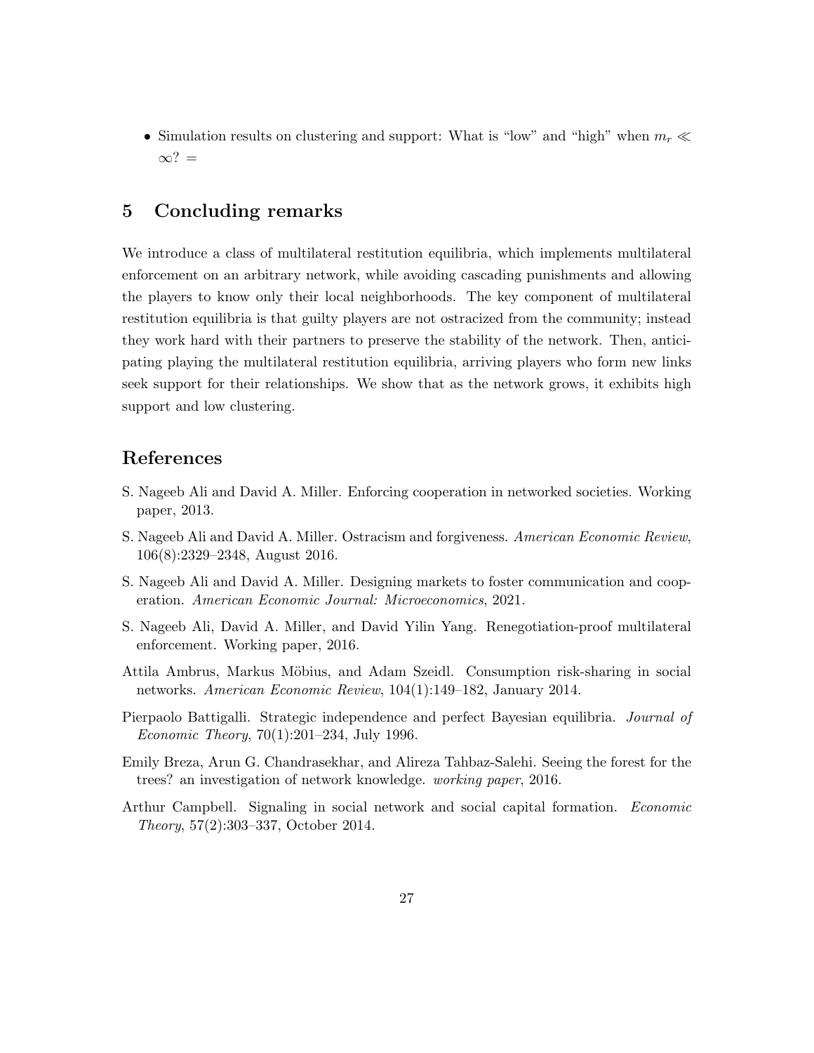- Simulation results on clustering and support: What is "low" and "high" when $m_r \ll \infty$? =

## 5 Concluding remarks

We introduce a class of multilateral restitution equilibria, which implements multilateral enforcement on an arbitrary network, while avoiding cascading punishments and allowing the players to know only their local neighborhoods. The key component of multilateral restitution equilibria is that guilty players are not ostracized from the community; instead they work hard with their partners to preserve the stability of the network. Then, anticipating playing the multilateral restitution equilibria, arriving players who form new links seek support for their relationships. We show that as the network grows, it exhibits high support and low clustering.

## References

S. Nageeb Ali and David A. Miller. Enforcing cooperation in networked societies. Working paper, 2013.

S. Nageeb Ali and David A. Miller. Ostracism and forgiveness. *American Economic Review*, 106(8):2329–2348, August 2016.

S. Nageeb Ali and David A. Miller. Designing markets to foster communication and cooperation. *American Economic Journal: Microeconomics*, 2021.

S. Nageeb Ali, David A. Miller, and David Yilin Yang. Renegotiation-proof multilateral enforcement. Working paper, 2016.

Attila Ambrus, Markus Möbius, and Adam Szeidl. Consumption risk-sharing in social networks. *American Economic Review*, 104(1):149–182, January 2014.

Pierpaolo Battigalli. Strategic independence and perfect Bayesian equilibria. *Journal of Economic Theory*, 70(1):201–234, July 1996.

Emily Breza, Arun G. Chandrasekhar, and Alireza Tahbaz-Salehi. Seeing the forest for the trees? an investigation of network knowledge. *working paper*, 2016.

Arthur Campbell. Signaling in social network and social capital formation. *Economic Theory*, 57(2):303–337, October 2014.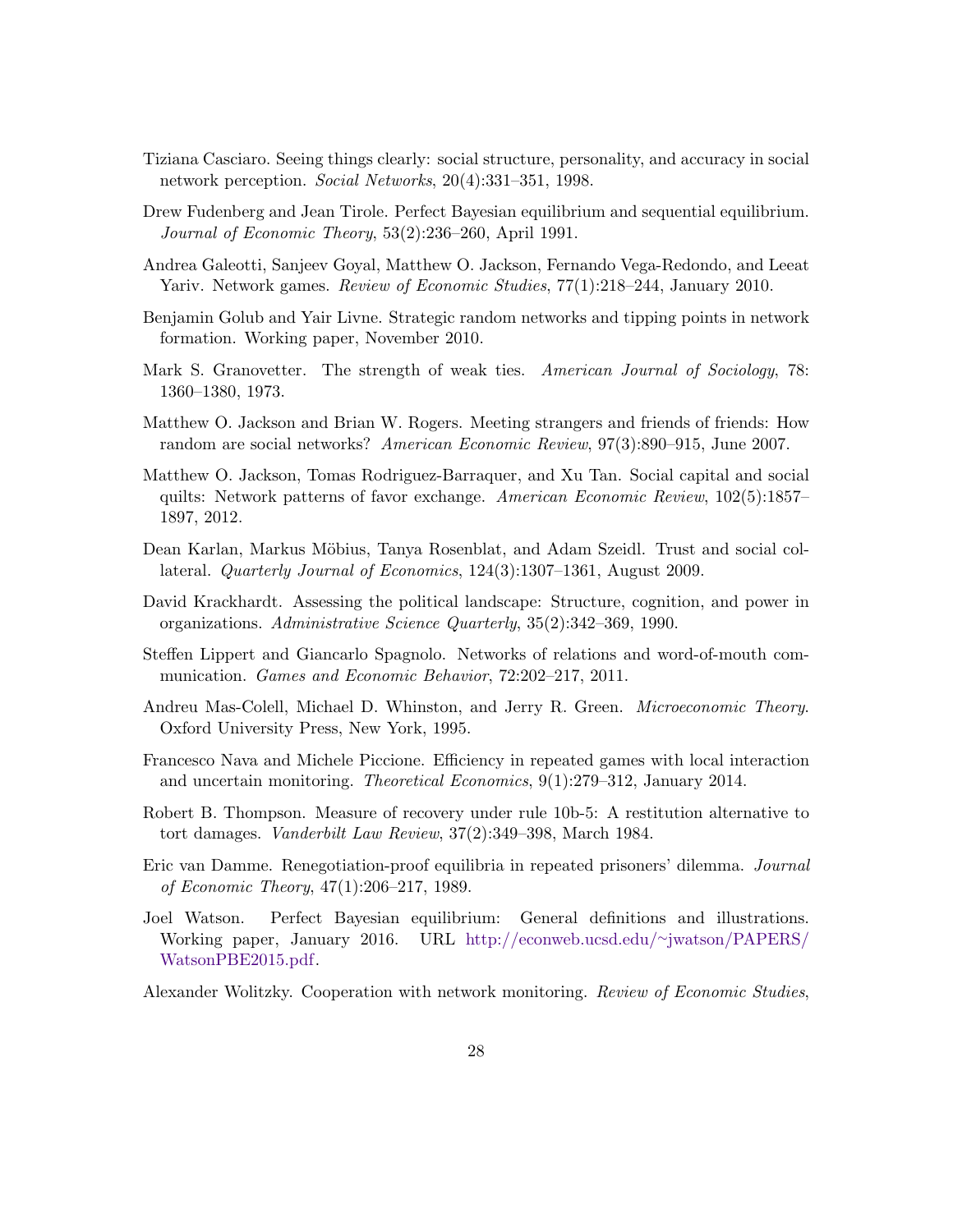Tiziana Casciaro. Seeing things clearly: social structure, personality, and accuracy in social network perception. *Social Networks*, 20(4):331–351, 1998.

Drew Fudenberg and Jean Tirole. Perfect Bayesian equilibrium and sequential equilibrium. *Journal of Economic Theory*, 53(2):236–260, April 1991.

Andrea Galeotti, Sanjeev Goyal, Matthew O. Jackson, Fernando Vega-Redondo, and Leeat Yariv. Network games. *Review of Economic Studies*, 77(1):218–244, January 2010.

Benjamin Golub and Yair Livne. Strategic random networks and tipping points in network formation. Working paper, November 2010.

Mark S. Granovetter. The strength of weak ties. *American Journal of Sociology*, 78: 1360–1380, 1973.

Matthew O. Jackson and Brian W. Rogers. Meeting strangers and friends of friends: How random are social networks? *American Economic Review*, 97(3):890–915, June 2007.

Matthew O. Jackson, Tomas Rodriguez-Barraquer, and Xu Tan. Social capital and social quilts: Network patterns of favor exchange. *American Economic Review*, 102(5):1857–1897, 2012.

Dean Karlan, Markus Möbius, Tanya Rosenblat, and Adam Szeidl. Trust and social collateral. *Quarterly Journal of Economics*, 124(3):1307–1361, August 2009.

David Krackhardt. Assessing the political landscape: Structure, cognition, and power in organizations. *Administrative Science Quarterly*, 35(2):342–369, 1990.

Steffen Lippert and Giancarlo Spagnolo. Networks of relations and word-of-mouth communication. *Games and Economic Behavior*, 72:202–217, 2011.

Andreu Mas-Colell, Michael D. Whinston, and Jerry R. Green. *Microeconomic Theory*. Oxford University Press, New York, 1995.

Francesco Nava and Michele Piccione. Efficiency in repeated games with local interaction and uncertain monitoring. *Theoretical Economics*, 9(1):279–312, January 2014.

Robert B. Thompson. Measure of recovery under rule 10b-5: A restitution alternative to tort damages. *Vanderbilt Law Review*, 37(2):349–398, March 1984.

Eric van Damme. Renegotiation-proof equilibria in repeated prisoners' dilemma. *Journal of Economic Theory*, 47(1):206–217, 1989.

Joel Watson. Perfect Bayesian equilibrium: General definitions and illustrations. Working paper, January 2016. URL http://econweb.ucsd.edu/~jwatson/PAPERS/WatsonPBE2015.pdf.

Alexander Wolitzky. Cooperation with network monitoring. *Review of Economic Studies*,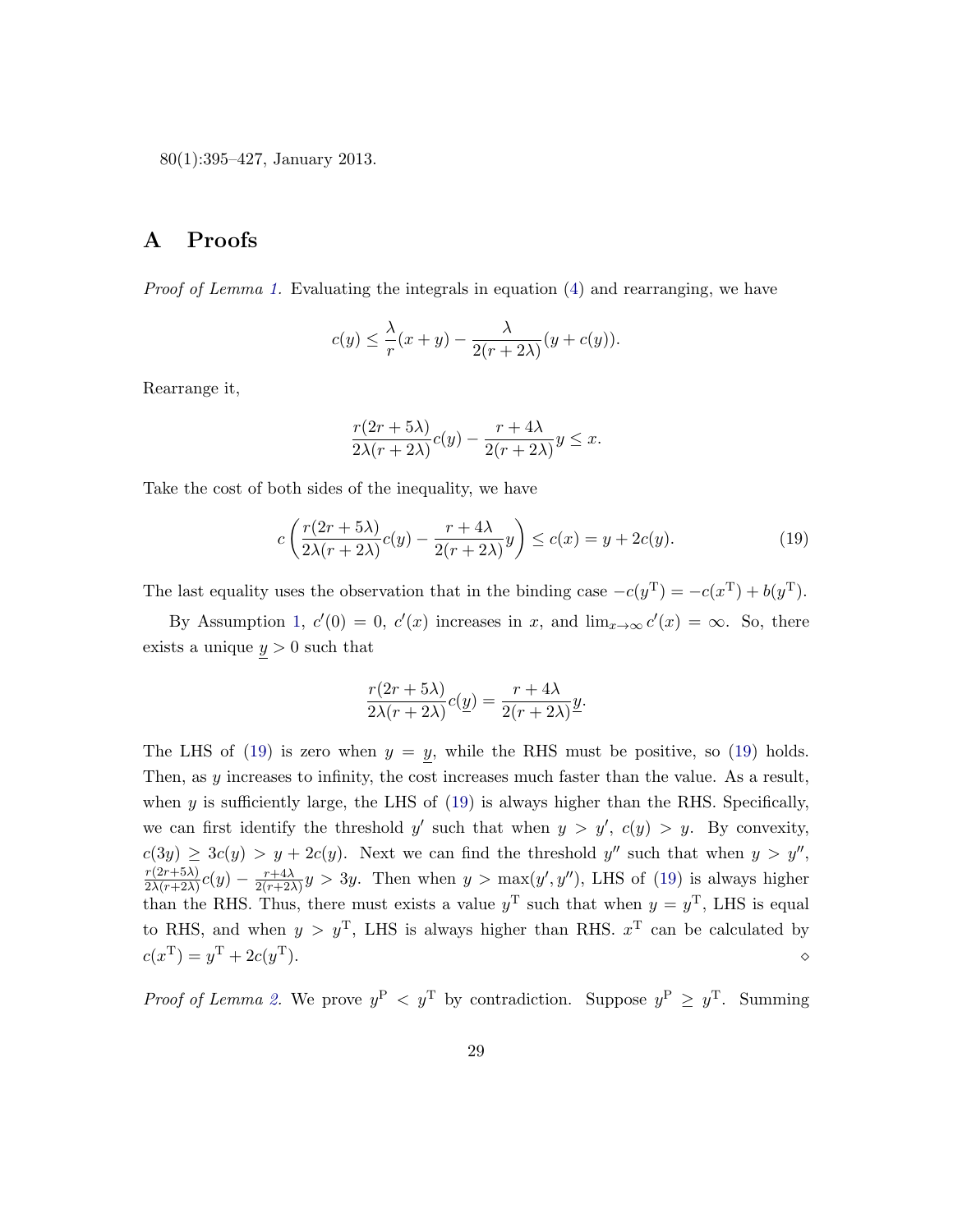80(1):395–427, January 2013.

# A Proofs

*Proof of Lemma 1.* Evaluating the integrals in equation (4) and rearranging, we have

$$c(y) \leq \frac{\lambda}{r}(x+y) - \frac{\lambda}{2(r+2\lambda)}(y + c(y)).$$

Rearrange it,

$$\frac{r(2r+5\lambda)}{2\lambda(r+2\lambda)}c(y) - \frac{r+4\lambda}{2(r+2\lambda)}y \leq x.$$

Take the cost of both sides of the inequality, we have

$$c\left(\frac{r(2r+5\lambda)}{2\lambda(r+2\lambda)}c(y) - \frac{r+4\lambda}{2(r+2\lambda)}y\right) \leq c(x) = y + 2c(y). \tag{19}$$

The last equality uses the observation that in the binding case $-c(y^{\mathrm{T}}) = -c(x^{\mathrm{T}}) + b(y^{\mathrm{T}})$.

By Assumption 1, $c'(0) = 0$, $c'(x)$ increases in $x$, and $\lim_{x\to\infty} c'(x) = \infty$. So, there exists a unique $\underline{y} > 0$ such that

$$\frac{r(2r+5\lambda)}{2\lambda(r+2\lambda)}c(\underline{y}) = \frac{r+4\lambda}{2(r+2\lambda)}\underline{y}.$$

The LHS of (19) is zero when $y = \underline{y}$, while the RHS must be positive, so (19) holds. Then, as $y$ increases to infinity, the cost increases much faster than the value. As a result, when $y$ is sufficiently large, the LHS of (19) is always higher than the RHS. Specifically, we can first identify the threshold $y'$ such that when $y > y'$, $c(y) > y$. By convexity, $c(3y) \geq 3c(y) > y + 2c(y)$. Next we can find the threshold $y''$ such that when $y > y''$, $\frac{r(2r+5\lambda)}{2\lambda(r+2\lambda)}c(y) - \frac{r+4\lambda}{2(r+2\lambda)}y > 3y$. Then when $y > \max(y', y'')$, LHS of (19) is always higher than the RHS. Thus, there must exists a value $y^{\mathrm{T}}$ such that when $y = y^{\mathrm{T}}$, LHS is equal to RHS, and when $y > y^{\mathrm{T}}$, LHS is always higher than RHS. $x^{\mathrm{T}}$ can be calculated by $c(x^{\mathrm{T}}) = y^{\mathrm{T}} + 2c(y^{\mathrm{T}})$. ⋄

*Proof of Lemma 2.* We prove $y^{\mathrm{P}} < y^{\mathrm{T}}$ by contradiction. Suppose $y^{\mathrm{P}} \geq y^{\mathrm{T}}$. Summing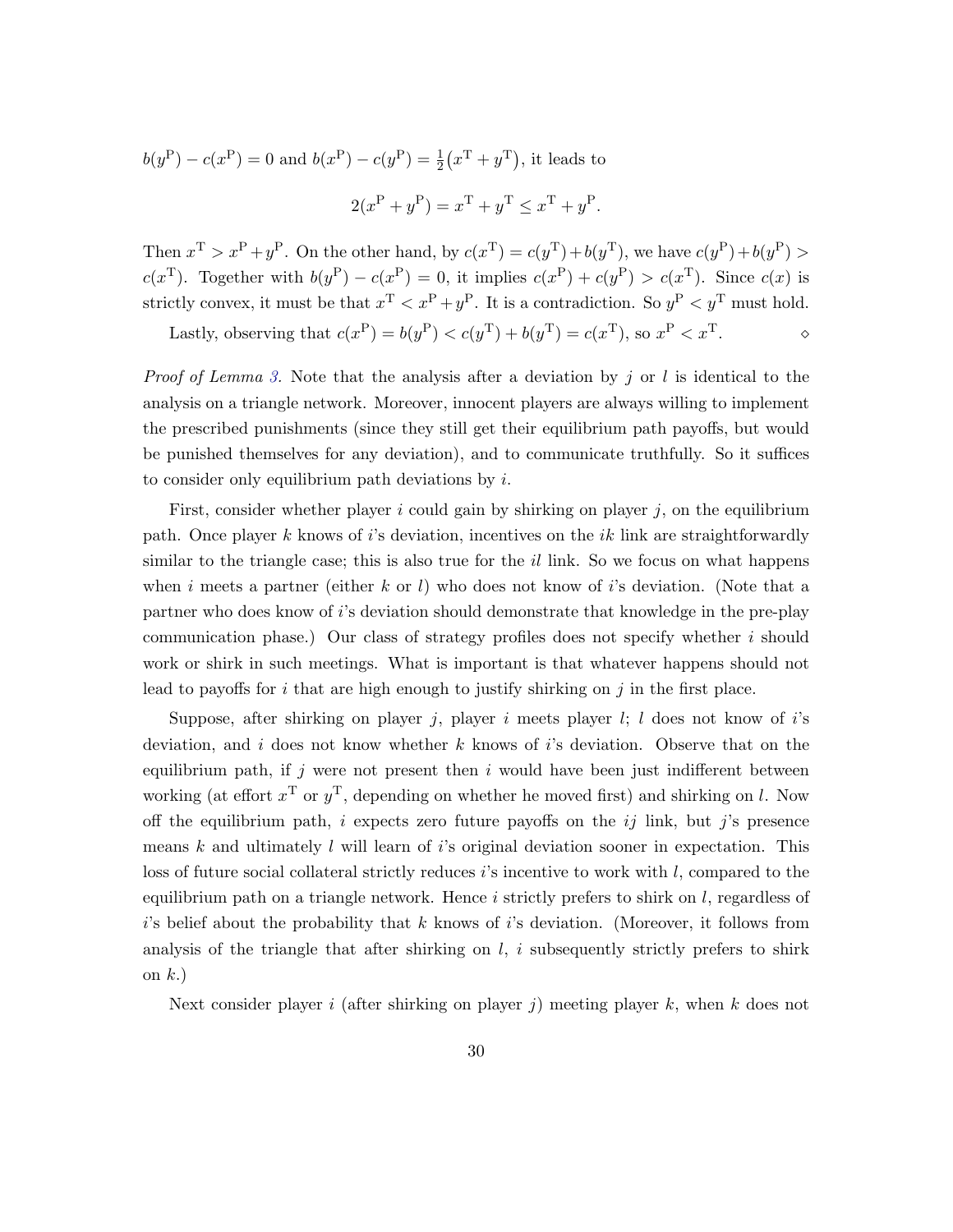$b(y^{\mathrm{P}}) - c(x^{\mathrm{P}}) = 0$ and $b(x^{\mathrm{P}}) - c(y^{\mathrm{P}}) = \frac{1}{2}(x^{\mathrm{T}} + y^{\mathrm{T}})$, it leads to

$$2(x^{\mathrm{P}} + y^{\mathrm{P}}) = x^{\mathrm{T}} + y^{\mathrm{T}} \leq x^{\mathrm{T}} + y^{\mathrm{P}}.$$

Then $x^{\mathrm{T}} > x^{\mathrm{P}} + y^{\mathrm{P}}$. On the other hand, by $c(x^{\mathrm{T}}) = c(y^{\mathrm{T}}) + b(y^{\mathrm{T}})$, we have $c(y^{\mathrm{P}}) + b(y^{\mathrm{P}}) > c(x^{\mathrm{T}})$. Together with $b(y^{\mathrm{P}}) - c(x^{\mathrm{P}}) = 0$, it implies $c(x^{\mathrm{P}}) + c(y^{\mathrm{P}}) > c(x^{\mathrm{T}})$. Since $c(x)$ is strictly convex, it must be that $x^{\mathrm{T}} < x^{\mathrm{P}} + y^{\mathrm{P}}$. It is a contradiction. So $y^{\mathrm{P}} < y^{\mathrm{T}}$ must hold.

Lastly, observing that $c(x^{\mathrm{P}}) = b(y^{\mathrm{P}}) < c(y^{\mathrm{T}}) + b(y^{\mathrm{T}}) = c(x^{\mathrm{T}})$, so $x^{\mathrm{P}} < x^{\mathrm{T}}$. ⋄

*Proof of Lemma 3.* Note that the analysis after a deviation by $j$ or $l$ is identical to the analysis on a triangle network. Moreover, innocent players are always willing to implement the prescribed punishments (since they still get their equilibrium path payoffs, but would be punished themselves for any deviation), and to communicate truthfully. So it suffices to consider only equilibrium path deviations by $i$.

First, consider whether player $i$ could gain by shirking on player $j$, on the equilibrium path. Once player $k$ knows of $i$'s deviation, incentives on the $ik$ link are straightforwardly similar to the triangle case; this is also true for the $il$ link. So we focus on what happens when $i$ meets a partner (either $k$ or $l$) who does not know of $i$'s deviation. (Note that a partner who does know of $i$'s deviation should demonstrate that knowledge in the pre-play communication phase.) Our class of strategy profiles does not specify whether $i$ should work or shirk in such meetings. What is important is that whatever happens should not lead to payoffs for $i$ that are high enough to justify shirking on $j$ in the first place.

Suppose, after shirking on player $j$, player $i$ meets player $l$; $l$ does not know of $i$'s deviation, and $i$ does not know whether $k$ knows of $i$'s deviation. Observe that on the equilibrium path, if $j$ were not present then $i$ would have been just indifferent between working (at effort $x^{\mathrm{T}}$ or $y^{\mathrm{T}}$, depending on whether he moved first) and shirking on $l$. Now off the equilibrium path, $i$ expects zero future payoffs on the $ij$ link, but $j$'s presence means $k$ and ultimately $l$ will learn of $i$'s original deviation sooner in expectation. This loss of future social collateral strictly reduces $i$'s incentive to work with $l$, compared to the equilibrium path on a triangle network. Hence $i$ strictly prefers to shirk on $l$, regardless of $i$'s belief about the probability that $k$ knows of $i$'s deviation. (Moreover, it follows from analysis of the triangle that after shirking on $l$, $i$ subsequently strictly prefers to shirk on $k$.)

Next consider player $i$ (after shirking on player $j$) meeting player $k$, when $k$ does not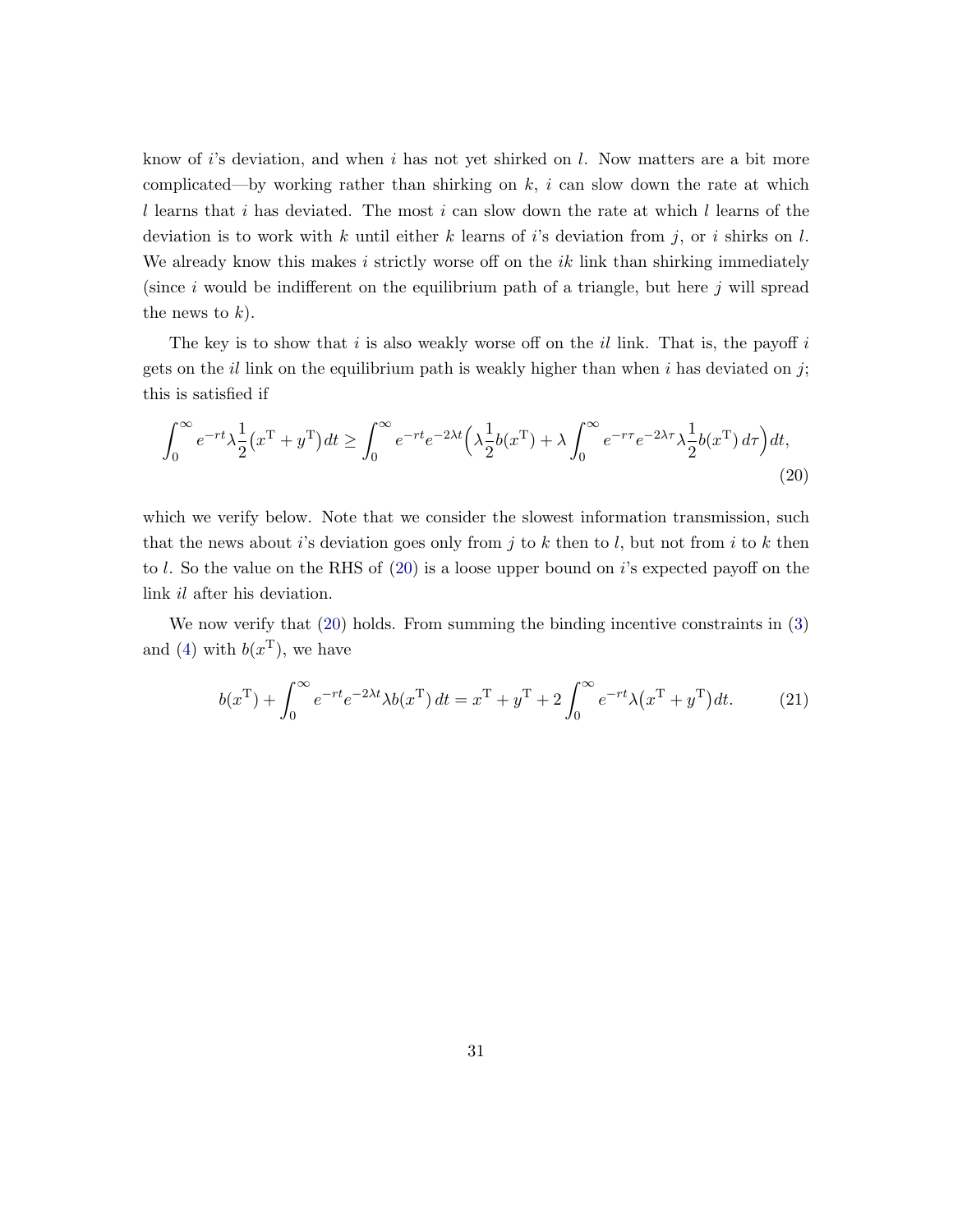know of $i$'s deviation, and when $i$ has not yet shirked on $l$. Now matters are a bit more complicated—by working rather than shirking on $k$, $i$ can slow down the rate at which $l$ learns that $i$ has deviated. The most $i$ can slow down the rate at which $l$ learns of the deviation is to work with $k$ until either $k$ learns of $i$'s deviation from $j$, or $i$ shirks on $l$. We already know this makes $i$ strictly worse off on the $ik$ link than shirking immediately (since $i$ would be indifferent on the equilibrium path of a triangle, but here $j$ will spread the news to $k$).

The key is to show that $i$ is also weakly worse off on the $il$ link. That is, the payoff $i$ gets on the $il$ link on the equilibrium path is weakly higher than when $i$ has deviated on $j$; this is satisfied if

$$\int_0^\infty e^{-rt}\lambda\frac{1}{2}\big(x^{\mathrm{T}}+y^{\mathrm{T}}\big)\,dt \geq \int_0^\infty e^{-rt}e^{-2\lambda t}\Big(\lambda\frac{1}{2}b(x^{\mathrm{T}})+\lambda\int_0^\infty e^{-r\tau}e^{-2\lambda\tau}\lambda\frac{1}{2}b(x^{\mathrm{T}})\,d\tau\Big)\,dt, \tag{20}$$

which we verify below. Note that we consider the slowest information transmission, such that the news about $i$'s deviation goes only from $j$ to $k$ then to $l$, but not from $i$ to $k$ then to $l$. So the value on the RHS of (20) is a loose upper bound on $i$'s expected payoff on the link $il$ after his deviation.

We now verify that (20) holds. From summing the binding incentive constraints in (3) and (4) with $b(x^{\mathrm{T}})$, we have

$$b(x^{\mathrm{T}})+\int_0^\infty e^{-rt}e^{-2\lambda t}\lambda b(x^{\mathrm{T}})\,dt = x^{\mathrm{T}}+y^{\mathrm{T}}+2\int_0^\infty e^{-rt}\lambda\big(x^{\mathrm{T}}+y^{\mathrm{T}}\big)dt. \tag{21}$$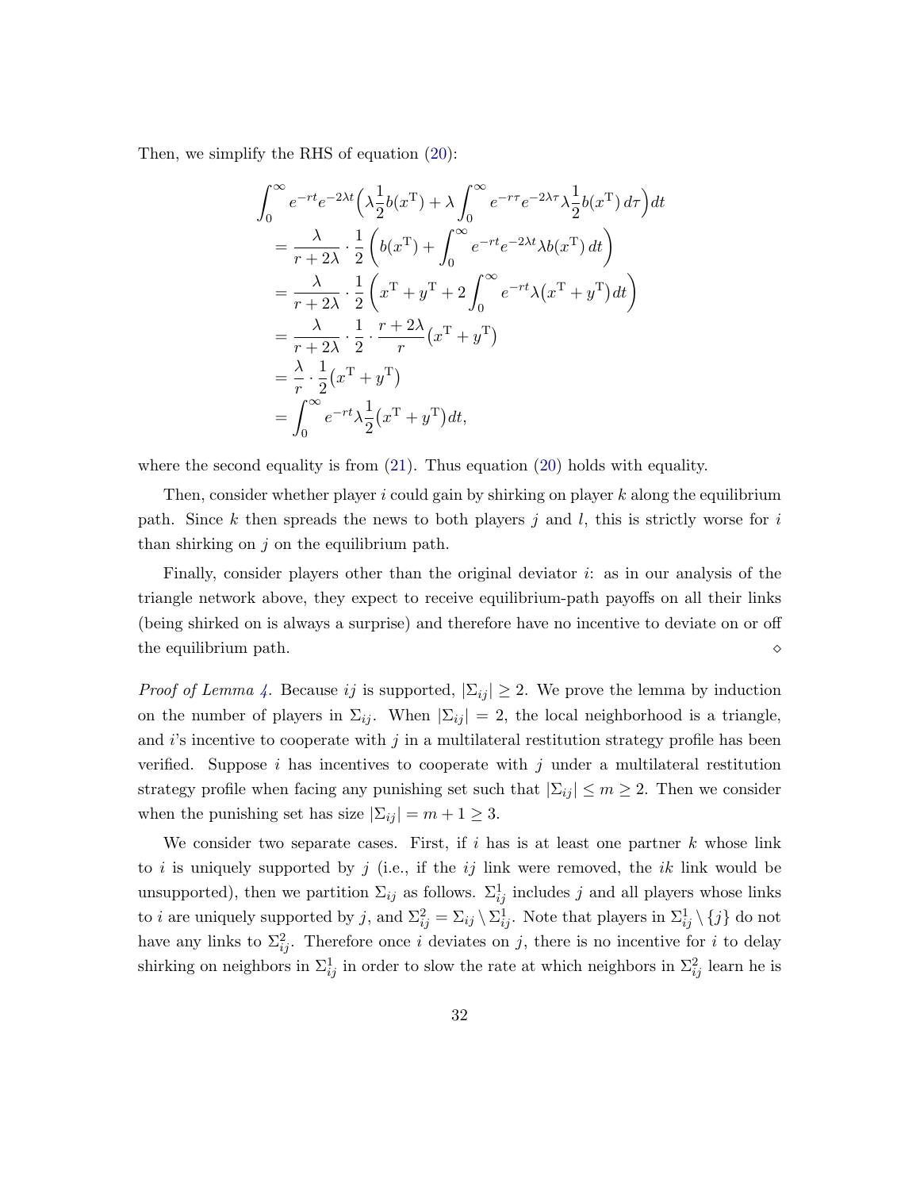Then, we simplify the RHS of equation (20):

$$
\begin{aligned}
&\int_0^\infty e^{-rt}e^{-2\lambda t}\Big(\lambda\frac{1}{2}b(x^{\mathrm{T}}) + \lambda\int_0^\infty e^{-r\tau}e^{-2\lambda\tau}\lambda\frac{1}{2}b(x^{\mathrm{T}})\,d\tau\Big)dt \\
&\quad = \frac{\lambda}{r+2\lambda}\cdot\frac{1}{2}\left(b(x^{\mathrm{T}}) + \int_0^\infty e^{-rt}e^{-2\lambda t}\lambda b(x^{\mathrm{T}})\,dt\right) \\
&\quad = \frac{\lambda}{r+2\lambda}\cdot\frac{1}{2}\left(x^{\mathrm{T}} + y^{\mathrm{T}} + 2\int_0^\infty e^{-rt}\lambda\big(x^{\mathrm{T}} + y^{\mathrm{T}}\big)dt\right) \\
&\quad = \frac{\lambda}{r+2\lambda}\cdot\frac{1}{2}\cdot\frac{r+2\lambda}{r}\big(x^{\mathrm{T}} + y^{\mathrm{T}}\big) \\
&\quad = \frac{\lambda}{r}\cdot\frac{1}{2}\big(x^{\mathrm{T}} + y^{\mathrm{T}}\big) \\
&\quad = \int_0^\infty e^{-rt}\lambda\frac{1}{2}\big(x^{\mathrm{T}} + y^{\mathrm{T}}\big)dt,
\end{aligned}
$$

where the second equality is from (21). Thus equation (20) holds with equality.

Then, consider whether player $i$ could gain by shirking on player $k$ along the equilibrium path. Since $k$ then spreads the news to both players $j$ and $l$, this is strictly worse for $i$ than shirking on $j$ on the equilibrium path.

Finally, consider players other than the original deviator $i$: as in our analysis of the triangle network above, they expect to receive equilibrium-path payoffs on all their links (being shirked on is always a surprise) and therefore have no incentive to deviate on or off the equilibrium path. $\diamond$

*Proof of Lemma 4.* Because $ij$ is supported, $|\Sigma_{ij}| \geq 2$. We prove the lemma by induction on the number of players in $\Sigma_{ij}$. When $|\Sigma_{ij}| = 2$, the local neighborhood is a triangle, and $i$'s incentive to cooperate with $j$ in a multilateral restitution strategy profile has been verified. Suppose $i$ has incentives to cooperate with $j$ under a multilateral restitution strategy profile when facing any punishing set such that $|\Sigma_{ij}| \leq m \geq 2$. Then we consider when the punishing set has size $|\Sigma_{ij}| = m + 1 \geq 3$.

We consider two separate cases. First, if $i$ has is at least one partner $k$ whose link to $i$ is uniquely supported by $j$ (i.e., if the $ij$ link were removed, the $ik$ link would be unsupported), then we partition $\Sigma_{ij}$ as follows. $\Sigma_{ij}^1$ includes $j$ and all players whose links to $i$ are uniquely supported by $j$, and $\Sigma_{ij}^2 = \Sigma_{ij} \setminus \Sigma_{ij}^1$. Note that players in $\Sigma_{ij}^1 \setminus \{j\}$ do not have any links to $\Sigma_{ij}^2$. Therefore once $i$ deviates on $j$, there is no incentive for $i$ to delay shirking on neighbors in $\Sigma_{ij}^1$ in order to slow the rate at which neighbors in $\Sigma_{ij}^2$ learn he is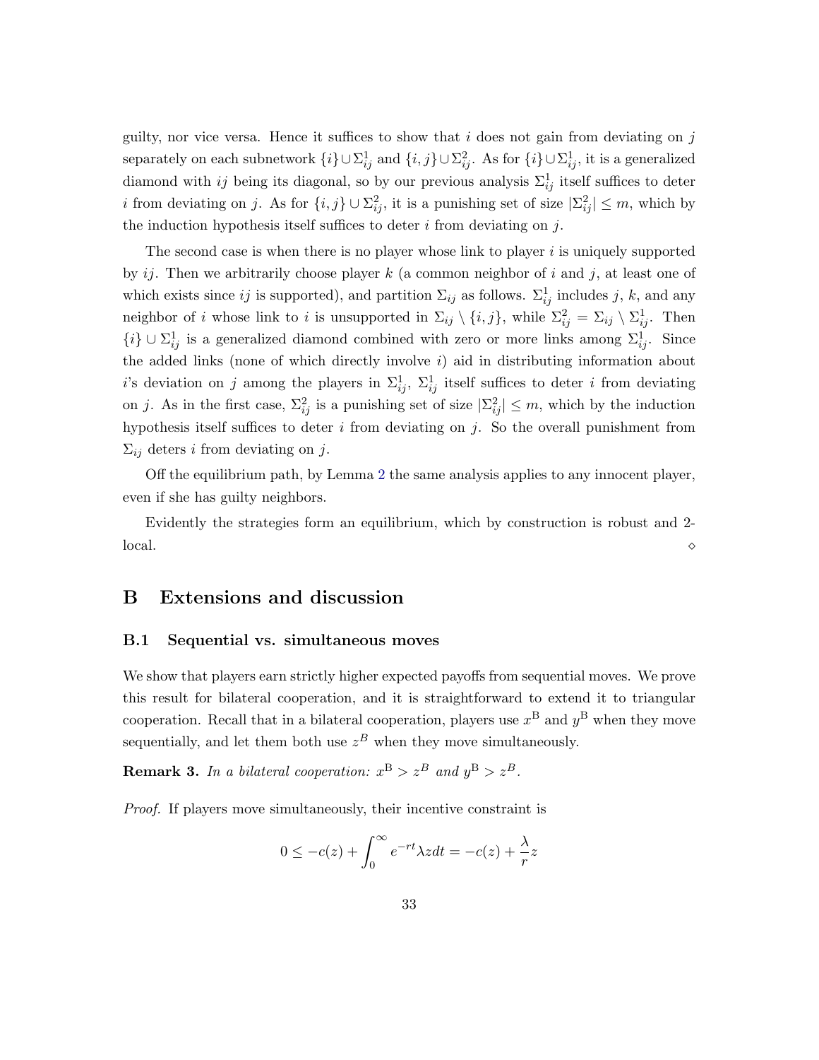guilty, nor vice versa. Hence it suffices to show that $i$ does not gain from deviating on $j$ separately on each subnetwork $\{i\} \cup \Sigma^1_{ij}$ and $\{i, j\} \cup \Sigma^2_{ij}$. As for $\{i\} \cup \Sigma^1_{ij}$, it is a generalized diamond with $ij$ being its diagonal, so by our previous analysis $\Sigma^1_{ij}$ itself suffices to deter $i$ from deviating on $j$. As for $\{i, j\} \cup \Sigma^2_{ij}$, it is a punishing set of size $|\Sigma^2_{ij}| \leq m$, which by the induction hypothesis itself suffices to deter $i$ from deviating on $j$.

The second case is when there is no player whose link to player $i$ is uniquely supported by $ij$. Then we arbitrarily choose player $k$ (a common neighbor of $i$ and $j$, at least one of which exists since $ij$ is supported), and partition $\Sigma_{ij}$ as follows. $\Sigma^1_{ij}$ includes $j$, $k$, and any neighbor of $i$ whose link to $i$ is unsupported in $\Sigma_{ij} \setminus \{i, j\}$, while $\Sigma^2_{ij} = \Sigma_{ij} \setminus \Sigma^1_{ij}$. Then $\{i\} \cup \Sigma^1_{ij}$ is a generalized diamond combined with zero or more links among $\Sigma^1_{ij}$. Since the added links (none of which directly involve $i$) aid in distributing information about $i$'s deviation on $j$ among the players in $\Sigma^1_{ij}$, $\Sigma^1_{ij}$ itself suffices to deter $i$ from deviating on $j$. As in the first case, $\Sigma^2_{ij}$ is a punishing set of size $|\Sigma^2_{ij}| \leq m$, which by the induction hypothesis itself suffices to deter $i$ from deviating on $j$. So the overall punishment from $\Sigma_{ij}$ deters $i$ from deviating on $j$.

Off the equilibrium path, by Lemma 2 the same analysis applies to any innocent player, even if she has guilty neighbors.

Evidently the strategies form an equilibrium, which by construction is robust and 2-local. $\diamond$

# B Extensions and discussion

## B.1 Sequential vs. simultaneous moves

We show that players earn strictly higher expected payoffs from sequential moves. We prove this result for bilateral cooperation, and it is straightforward to extend it to triangular cooperation. Recall that in a bilateral cooperation, players use $x^{\mathrm{B}}$ and $y^{\mathrm{B}}$ when they move sequentially, and let them both use $z^B$ when they move simultaneously.

**Remark 3.** *In a bilateral cooperation:* $x^{\mathrm{B}} > z^B$ *and* $y^{\mathrm{B}} > z^B$.

*Proof.* If players move simultaneously, their incentive constraint is

$$0 \leq -c(z) + \int_0^\infty e^{-rt} \lambda z dt = -c(z) + \frac{\lambda}{r} z$$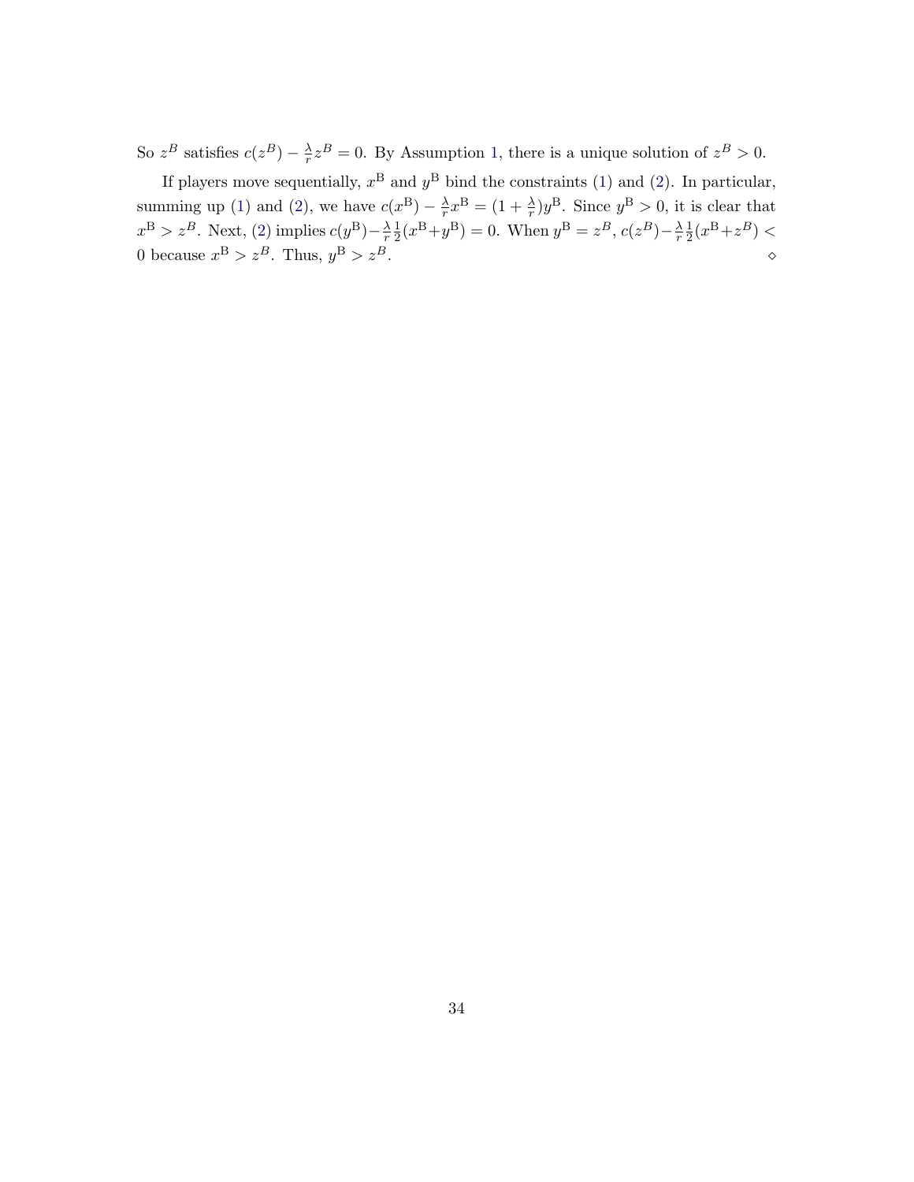So $z^B$ satisfies $c(z^B) - \frac{\lambda}{r} z^B = 0$. By Assumption 1, there is a unique solution of $z^B > 0$.

If players move sequentially, $x^{\mathrm{B}}$ and $y^{\mathrm{B}}$ bind the constraints (1) and (2). In particular, summing up (1) and (2), we have $c(x^{\mathrm{B}}) - \frac{\lambda}{r} x^{\mathrm{B}} = (1 + \frac{\lambda}{r}) y^{\mathrm{B}}$. Since $y^{\mathrm{B}} > 0$, it is clear that $x^{\mathrm{B}} > z^B$. Next, (2) implies $c(y^{\mathrm{B}}) - \frac{\lambda}{r}\frac{1}{2}(x^{\mathrm{B}} + y^{\mathrm{B}}) = 0$. When $y^{\mathrm{B}} = z^B$, $c(z^B) - \frac{\lambda}{r}\frac{1}{2}(x^{\mathrm{B}} + z^B) < 0$ because $x^{\mathrm{B}} > z^B$. Thus, $y^{\mathrm{B}} > z^B$. ⋄